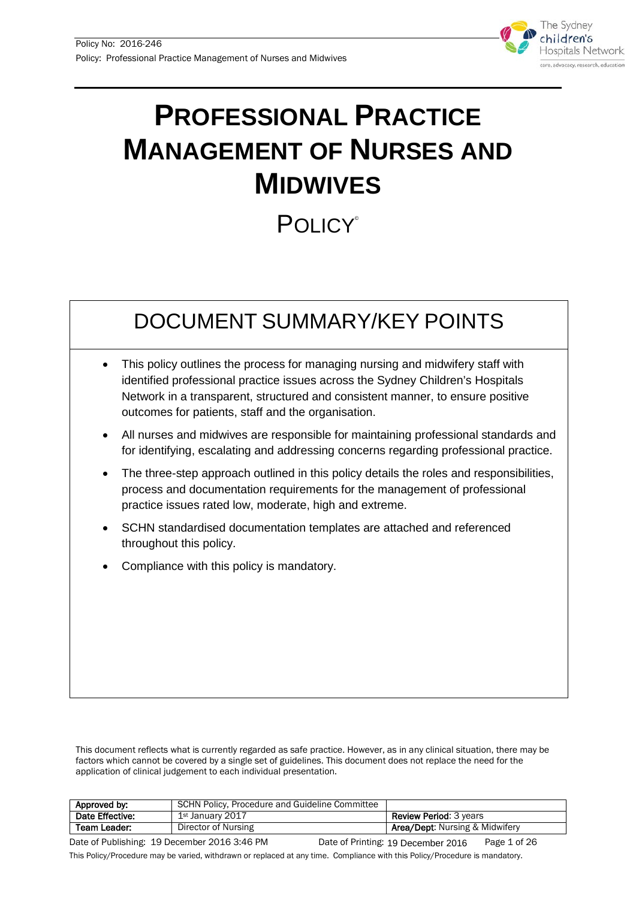# PROFESSIONAL PRACTICE MANAGEMENT OF NURSES AND MIDWIVES

## POLICY©

## DOCUMENT SUMMARY/KEY POINTS

- This policy outlines the process for managing nursing and midwifery staff with identified professional practice issues across the Sydney Children's Hospitals Network in a transparent, structured and consistent manner, to ensure positive outcomes for patients, staff and the organisation.
- All nurses and midwives are responsible for maintaining professional standards and for identifying, escalating and addressing concerns regarding professional practice.
- The three-step approach outlined in this policy details the roles and responsibilities, process and documentation requirements for the management of professional practice issues rated low, moderate, high and extreme.
- SCHN standardised documentation templates are attached and referenced throughout this policy.
- Compliance with this policy is mandatory.

This document reflects what is currently regarded as safe practice. However, as in any clinical situation, there may be factors which cannot be covered by a single set of guidelines. This document does not replace the need for the application of clinical judgement to each individual presentation.

| Approved by: | SCHN Policy, Procedure and Guideline Committee | |
|---|---|---|
| Date Effective: | 1st January 2017 | Review Period: 3 years |
| Team Leader: | Director of Nursing | Area/Dept: Nursing & Midwifery |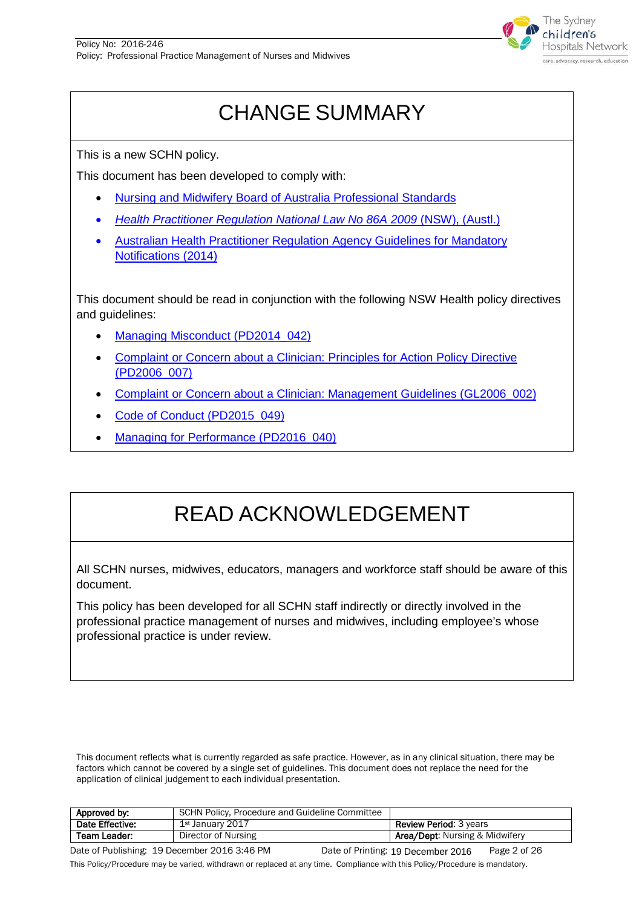# CHANGE SUMMARY

This is a new SCHN policy.

This document has been developed to comply with:

- Nursing and Midwifery Board of Australia Professional Standards
- *Health Practitioner Regulation National Law No 86A 2009* (NSW), (Austl.)
- Australian Health Practitioner Regulation Agency Guidelines for Mandatory Notifications (2014)

This document should be read in conjunction with the following NSW Health policy directives and guidelines:

- Managing Misconduct (PD2014_042)
- Complaint or Concern about a Clinician: Principles for Action Policy Directive (PD2006_007)
- Complaint or Concern about a Clinician: Management Guidelines (GL2006_002)
- Code of Conduct (PD2015_049)
- Managing for Performance (PD2016_040)

# READ ACKNOWLEDGEMENT

All SCHN nurses, midwives, educators, managers and workforce staff should be aware of this document.

This policy has been developed for all SCHN staff indirectly or directly involved in the professional practice management of nurses and midwives, including employee's whose professional practice is under review.

This document reflects what is currently regarded as safe practice. However, as in any clinical situation, there may be factors which cannot be covered by a single set of guidelines. This document does not replace the need for the application of clinical judgement to each individual presentation.

| Approved by: | SCHN Policy, Procedure and Guideline Committee | |
|---|---|---|
| Date Effective: | 1st January 2017 | Review Period: 3 years |
| Team Leader: | Director of Nursing | Area/Dept: Nursing & Midwifery |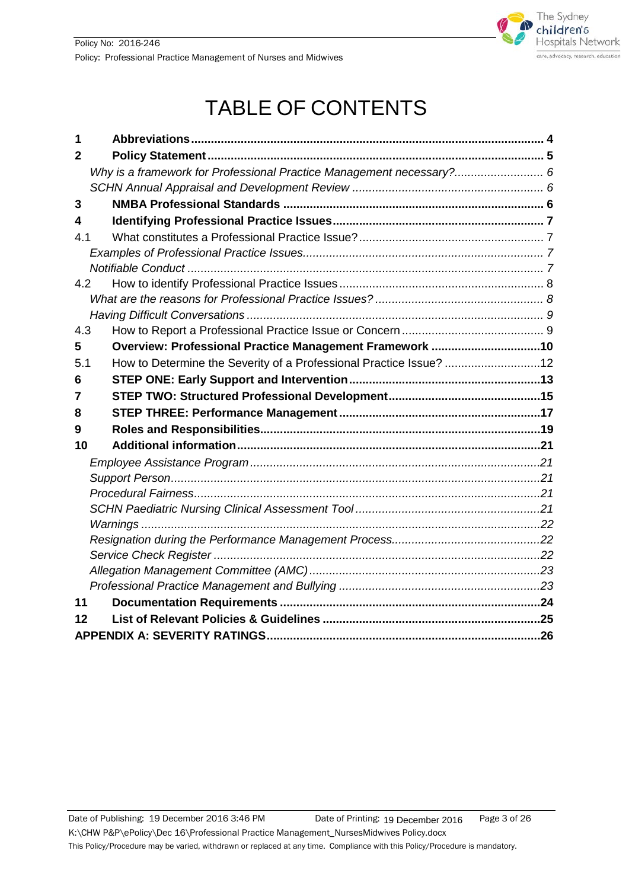# TABLE OF CONTENTS

| | | |
|---|---|---|
| **1** | **Abbreviations** | **4** |
| **2** | **Policy Statement** | **5** |
| | *Why is a framework for Professional Practice Management necessary?* | *6* |
| | *SCHN Annual Appraisal and Development Review* | *6* |
| **3** | **NMBA Professional Standards** | **6** |
| **4** | **Identifying Professional Practice Issues** | **7** |
| 4.1 | What constitutes a Professional Practice Issue? | 7 |
| | *Examples of Professional Practice Issues.* | *7* |
| | *Notifiable Conduct* | *7* |
| 4.2 | How to identify Professional Practice Issues | 8 |
| | *What are the reasons for Professional Practice Issues?* | *8* |
| | *Having Difficult Conversations* | *9* |
| 4.3 | How to Report a Professional Practice Issue or Concern | 9 |
| **5** | **Overview: Professional Practice Management Framework** | **10** |
| 5.1 | How to Determine the Severity of a Professional Practice Issue? | 12 |
| **6** | **STEP ONE: Early Support and Intervention** | **13** |
| **7** | **STEP TWO: Structured Professional Development** | **15** |
| **8** | **STEP THREE: Performance Management** | **17** |
| **9** | **Roles and Responsibilities** | **19** |
| **10** | **Additional information** | **21** |
| | *Employee Assistance Program* | *21* |
| | *Support Person* | *21* |
| | *Procedural Fairness* | *21* |
| | *SCHN Paediatric Nursing Clinical Assessment Tool* | *21* |
| | *Warnings* | *22* |
| | *Resignation during the Performance Management Process.* | *22* |
| | *Service Check Register* | *22* |
| | *Allegation Management Committee (AMC)* | *23* |
| | *Professional Practice Management and Bullying* | *23* |
| **11** | **Documentation Requirements** | **24** |
| **12** | **List of Relevant Policies & Guidelines** | **25** |
| **APPENDIX A: SEVERITY RATINGS** | | **26** |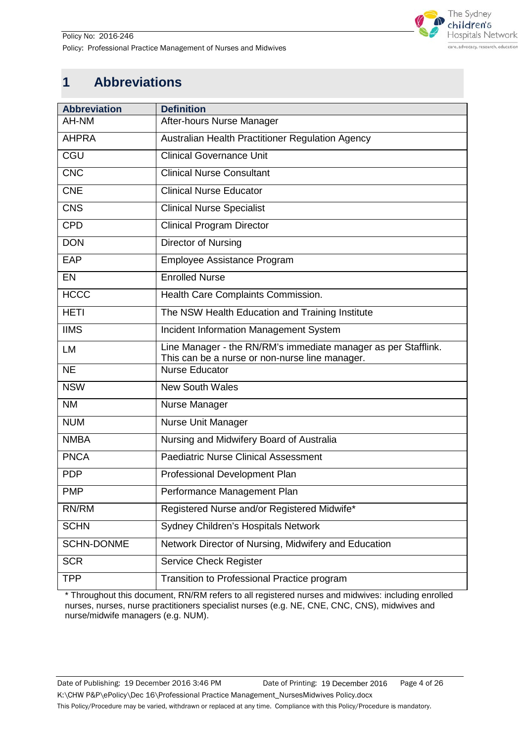# 1 Abbreviations

| Abbreviation | Definition |
|---|---|
| AH-NM | After-hours Nurse Manager |
| AHPRA | Australian Health Practitioner Regulation Agency |
| CGU | Clinical Governance Unit |
| CNC | Clinical Nurse Consultant |
| CNE | Clinical Nurse Educator |
| CNS | Clinical Nurse Specialist |
| CPD | Clinical Program Director |
| DON | Director of Nursing |
| EAP | Employee Assistance Program |
| EN | Enrolled Nurse |
| HCCC | Health Care Complaints Commission. |
| HETI | The NSW Health Education and Training Institute |
| IIMS | Incident Information Management System |
| LM | Line Manager - the RN/RM's immediate manager as per Stafflink. This can be a nurse or non-nurse line manager. |
| NE | Nurse Educator |
| NSW | New South Wales |
| NM | Nurse Manager |
| NUM | Nurse Unit Manager |
| NMBA | Nursing and Midwifery Board of Australia |
| PNCA | Paediatric Nurse Clinical Assessment |
| PDP | Professional Development Plan |
| PMP | Performance Management Plan |
| RN/RM | Registered Nurse and/or Registered Midwife* |
| SCHN | Sydney Children's Hospitals Network |
| SCHN-DONME | Network Director of Nursing, Midwifery and Education |
| SCR | Service Check Register |
| TPP | Transition to Professional Practice program |

* Throughout this document, RN/RM refers to all registered nurses and midwives: including enrolled nurses, nurses, nurse practitioners specialist nurses (e.g. NE, CNE, CNC, CNS), midwives and nurse/midwife managers (e.g. NUM).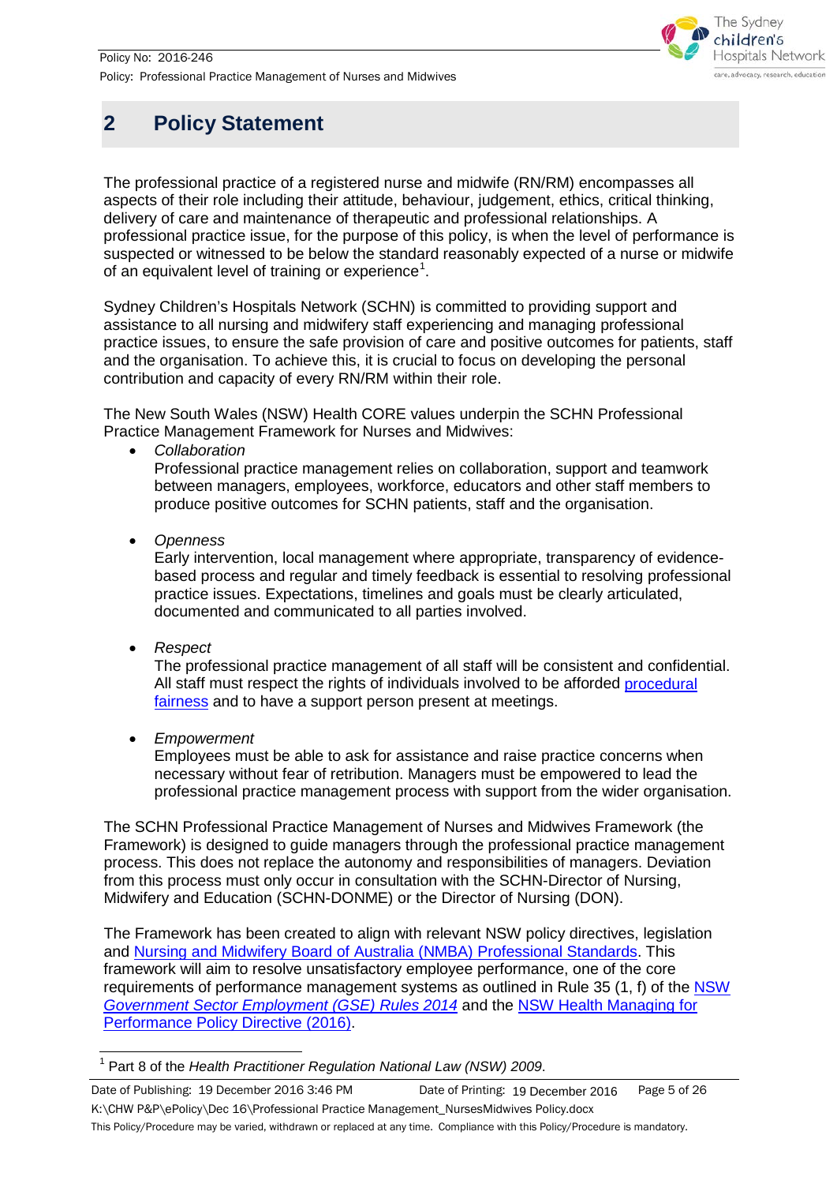## 2 Policy Statement

The professional practice of a registered nurse and midwife (RN/RM) encompasses all aspects of their role including their attitude, behaviour, judgement, ethics, critical thinking, delivery of care and maintenance of therapeutic and professional relationships. A professional practice issue, for the purpose of this policy, is when the level of performance is suspected or witnessed to be below the standard reasonably expected of a nurse or midwife of an equivalent level of training or experience[1].

Sydney Children's Hospitals Network (SCHN) is committed to providing support and assistance to all nursing and midwifery staff experiencing and managing professional practice issues, to ensure the safe provision of care and positive outcomes for patients, staff and the organisation. To achieve this, it is crucial to focus on developing the personal contribution and capacity of every RN/RM within their role.

The New South Wales (NSW) Health CORE values underpin the SCHN Professional Practice Management Framework for Nurses and Midwives:

- *Collaboration*
  Professional practice management relies on collaboration, support and teamwork between managers, employees, workforce, educators and other staff members to produce positive outcomes for SCHN patients, staff and the organisation.

- *Openness*
  Early intervention, local management where appropriate, transparency of evidence-based process and regular and timely feedback is essential to resolving professional practice issues. Expectations, timelines and goals must be clearly articulated, documented and communicated to all parties involved.

- *Respect*
  The professional practice management of all staff will be consistent and confidential. All staff must respect the rights of individuals involved to be afforded procedural fairness and to have a support person present at meetings.

- *Empowerment*
  Employees must be able to ask for assistance and raise practice concerns when necessary without fear of retribution. Managers must be empowered to lead the professional practice management process with support from the wider organisation.

The SCHN Professional Practice Management of Nurses and Midwives Framework (the Framework) is designed to guide managers through the professional practice management process. This does not replace the autonomy and responsibilities of managers. Deviation from this process must only occur in consultation with the SCHN-Director of Nursing, Midwifery and Education (SCHN-DONME) or the Director of Nursing (DON).

The Framework has been created to align with relevant NSW policy directives, legislation and Nursing and Midwifery Board of Australia (NMBA) Professional Standards. This framework will aim to resolve unsatisfactory employee performance, one of the core requirements of performance management systems as outlined in Rule 35 (1, f) of the NSW *Government Sector Employment (GSE) Rules 2014* and the NSW Health Managing for Performance Policy Directive (2016).

[1] Part 8 of the *Health Practitioner Regulation National Law (NSW) 2009*.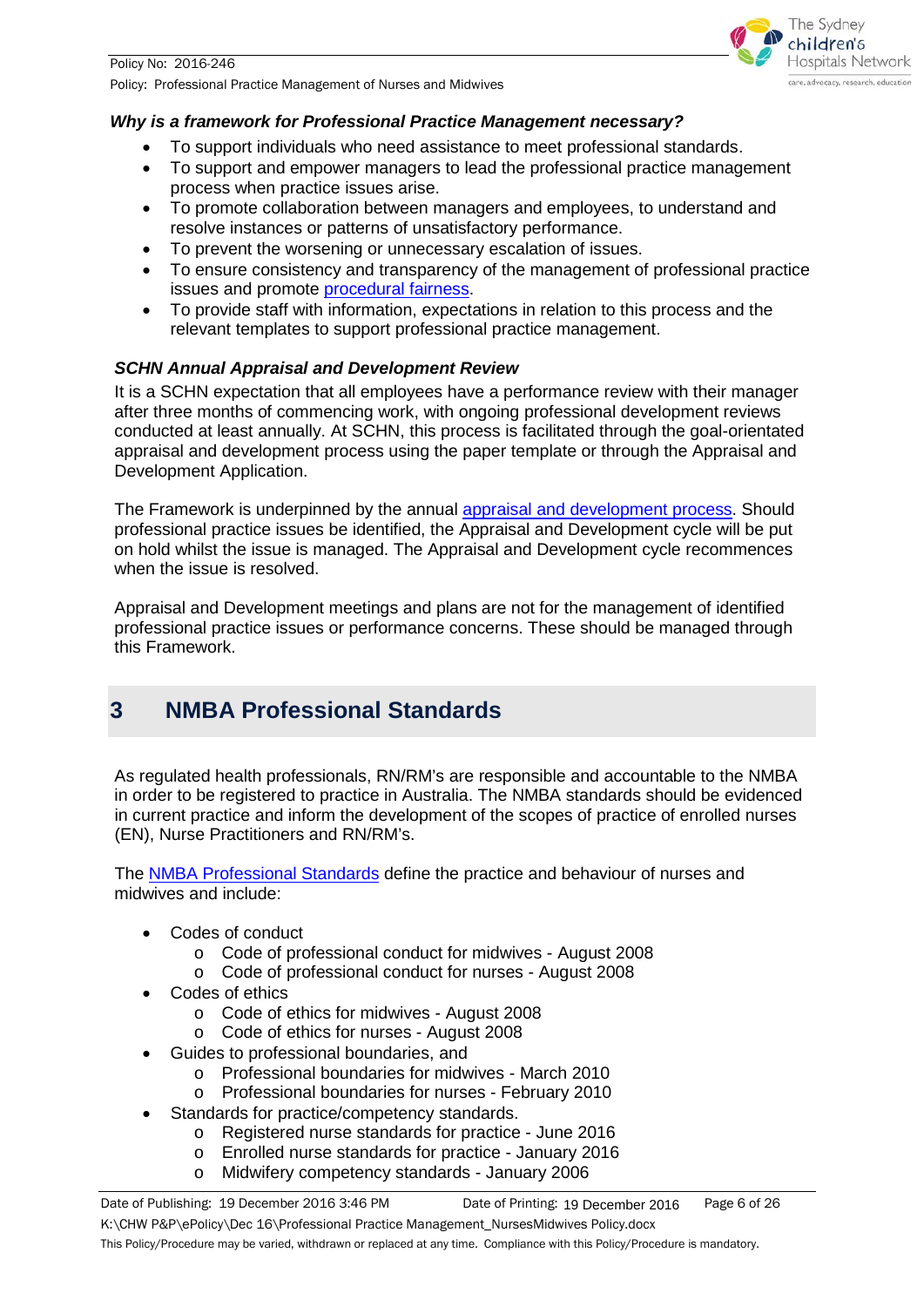***Why is a framework for Professional Practice Management necessary?***

- To support individuals who need assistance to meet professional standards.
- To support and empower managers to lead the professional practice management process when practice issues arise.
- To promote collaboration between managers and employees, to understand and resolve instances or patterns of unsatisfactory performance.
- To prevent the worsening or unnecessary escalation of issues.
- To ensure consistency and transparency of the management of professional practice issues and promote procedural fairness.
- To provide staff with information, expectations in relation to this process and the relevant templates to support professional practice management.

***SCHN Annual Appraisal and Development Review***

It is a SCHN expectation that all employees have a performance review with their manager after three months of commencing work, with ongoing professional development reviews conducted at least annually. At SCHN, this process is facilitated through the goal-orientated appraisal and development process using the paper template or through the Appraisal and Development Application.

The Framework is underpinned by the annual appraisal and development process. Should professional practice issues be identified, the Appraisal and Development cycle will be put on hold whilst the issue is managed. The Appraisal and Development cycle recommences when the issue is resolved.

Appraisal and Development meetings and plans are not for the management of identified professional practice issues or performance concerns. These should be managed through this Framework.

## 3 NMBA Professional Standards

As regulated health professionals, RN/RM's are responsible and accountable to the NMBA in order to be registered to practice in Australia. The NMBA standards should be evidenced in current practice and inform the development of the scopes of practice of enrolled nurses (EN), Nurse Practitioners and RN/RM's.

The NMBA Professional Standards define the practice and behaviour of nurses and midwives and include:

- Codes of conduct
  - Code of professional conduct for midwives - August 2008
  - Code of professional conduct for nurses - August 2008
- Codes of ethics
  - Code of ethics for midwives - August 2008
  - Code of ethics for nurses - August 2008
- Guides to professional boundaries, and
  - Professional boundaries for midwives - March 2010
  - Professional boundaries for nurses - February 2010
- Standards for practice/competency standards.
  - Registered nurse standards for practice - June 2016
  - Enrolled nurse standards for practice - January 2016
  - Midwifery competency standards - January 2006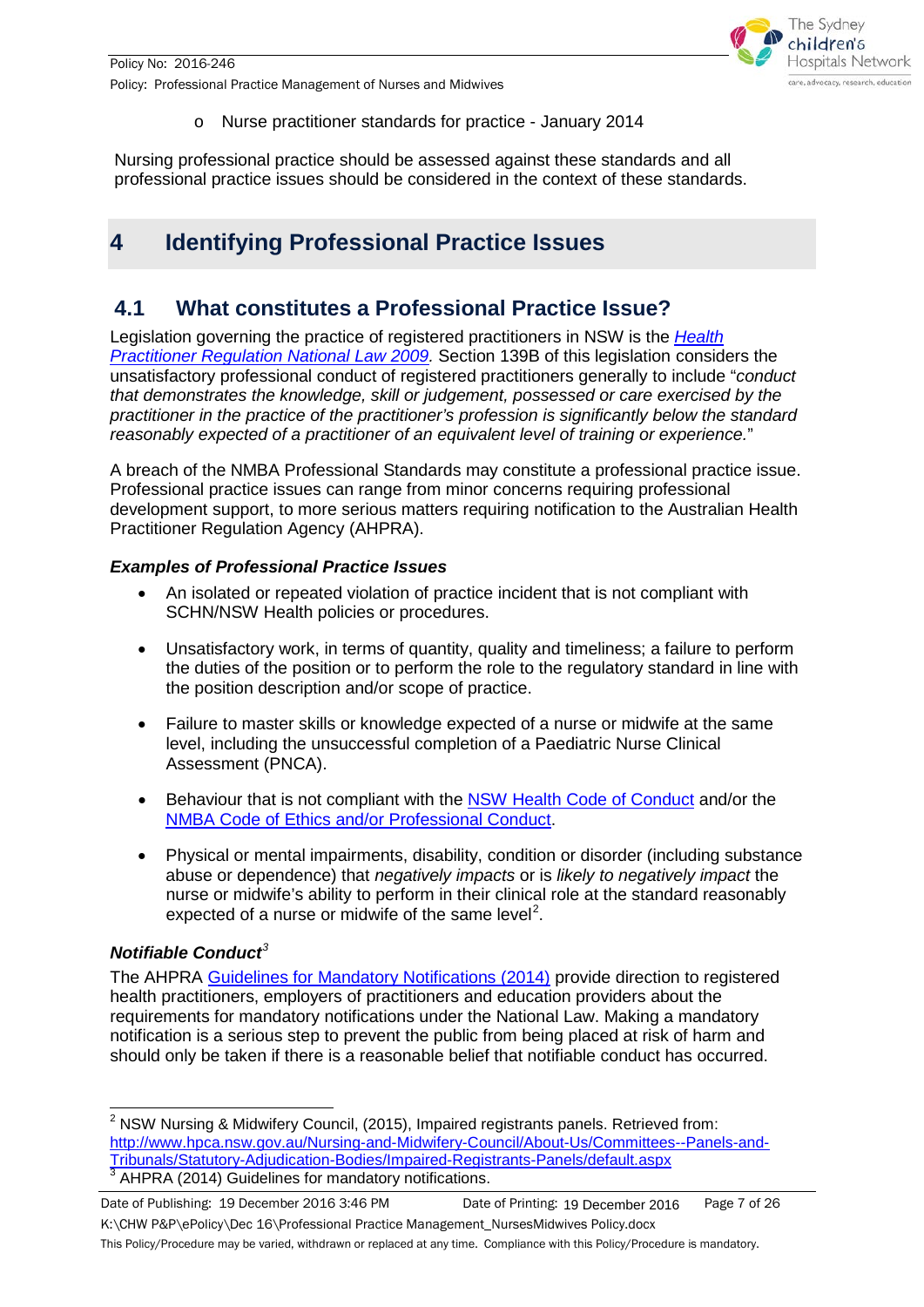- Nurse practitioner standards for practice - January 2014

Nursing professional practice should be assessed against these standards and all professional practice issues should be considered in the context of these standards.

# 4 Identifying Professional Practice Issues

## 4.1 What constitutes a Professional Practice Issue?

Legislation governing the practice of registered practitioners in NSW is the *Health Practitioner Regulation National Law 2009*. Section 139B of this legislation considers the unsatisfactory professional conduct of registered practitioners generally to include "*conduct that demonstrates the knowledge, skill or judgement, possessed or care exercised by the practitioner in the practice of the practitioner's profession is significantly below the standard reasonably expected of a practitioner of an equivalent level of training or experience.*"

A breach of the NMBA Professional Standards may constitute a professional practice issue. Professional practice issues can range from minor concerns requiring professional development support, to more serious matters requiring notification to the Australian Health Practitioner Regulation Agency (AHPRA).

***Examples of Professional Practice Issues***

- An isolated or repeated violation of practice incident that is not compliant with SCHN/NSW Health policies or procedures.
- Unsatisfactory work, in terms of quantity, quality and timeliness; a failure to perform the duties of the position or to perform the role to the regulatory standard in line with the position description and/or scope of practice.
- Failure to master skills or knowledge expected of a nurse or midwife at the same level, including the unsuccessful completion of a Paediatric Nurse Clinical Assessment (PNCA).
- Behaviour that is not compliant with the NSW Health Code of Conduct and/or the NMBA Code of Ethics and/or Professional Conduct.
- Physical or mental impairments, disability, condition or disorder (including substance abuse or dependence) that *negatively impacts* or is *likely to negatively impact* the nurse or midwife's ability to perform in their clinical role at the standard reasonably expected of a nurse or midwife of the same level[2].

***Notifiable Conduct***[3]

The AHPRA Guidelines for Mandatory Notifications (2014) provide direction to registered health practitioners, employers of practitioners and education providers about the requirements for mandatory notifications under the National Law. Making a mandatory notification is a serious step to prevent the public from being placed at risk of harm and should only be taken if there is a reasonable belief that notifiable conduct has occurred.

---

[2] NSW Nursing & Midwifery Council, (2015), Impaired registrants panels. Retrieved from: http://www.hpca.nsw.gov.au/Nursing-and-Midwifery-Council/About-Us/Committees--Panels-and-Tribunals/Statutory-Adjudication-Bodies/Impaired-Registrants-Panels/default.aspx

[3] AHPRA (2014) Guidelines for mandatory notifications.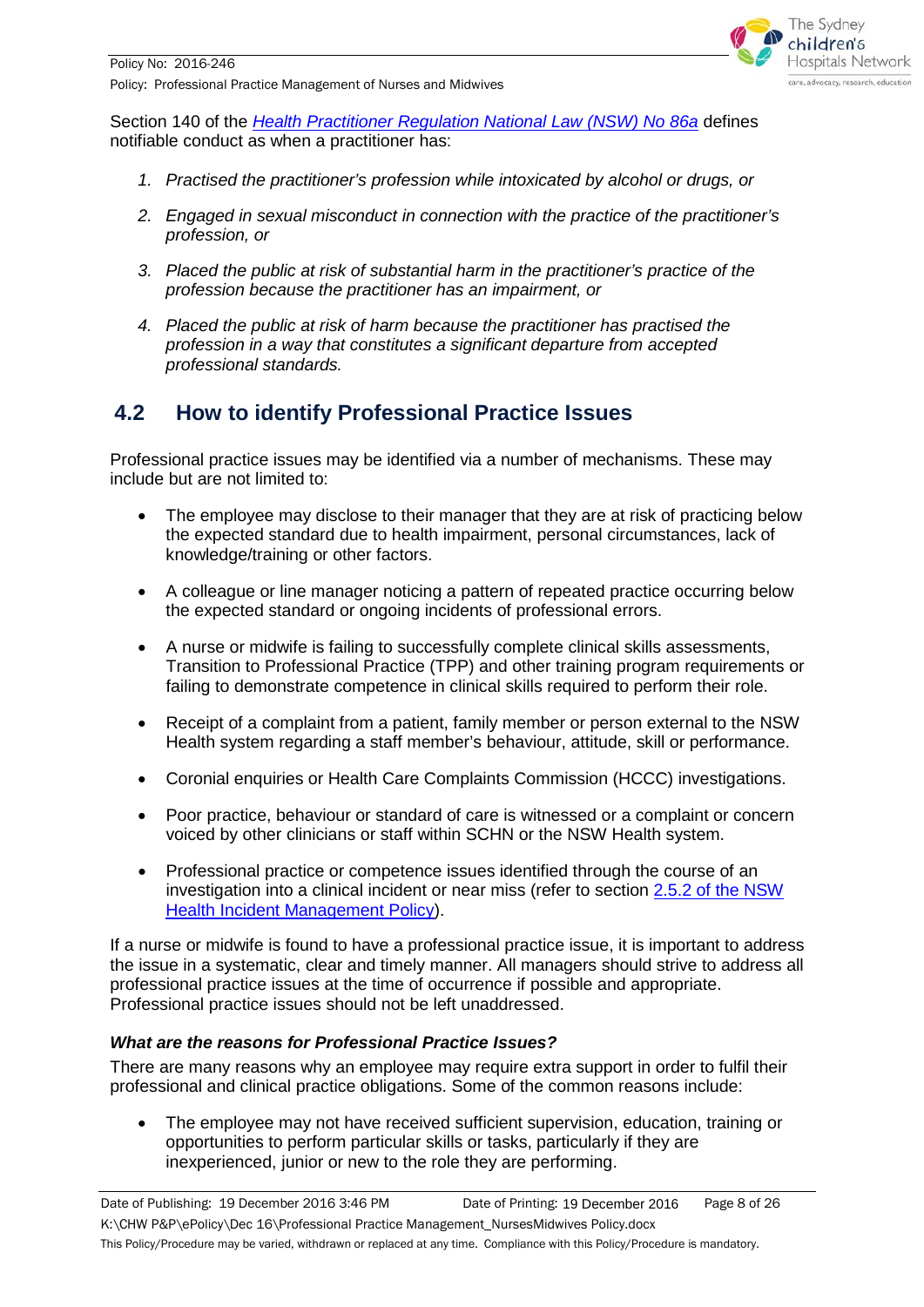Section 140 of the *[Health Practitioner Regulation National Law (NSW) No 86a](#)* defines notifiable conduct as when a practitioner has:

1. *Practised the practitioner's profession while intoxicated by alcohol or drugs, or*
2. *Engaged in sexual misconduct in connection with the practice of the practitioner's profession, or*
3. *Placed the public at risk of substantial harm in the practitioner's practice of the profession because the practitioner has an impairment, or*
4. *Placed the public at risk of harm because the practitioner has practised the profession in a way that constitutes a significant departure from accepted professional standards.*

## 4.2 How to identify Professional Practice Issues

Professional practice issues may be identified via a number of mechanisms. These may include but are not limited to:

- The employee may disclose to their manager that they are at risk of practicing below the expected standard due to health impairment, personal circumstances, lack of knowledge/training or other factors.
- A colleague or line manager noticing a pattern of repeated practice occurring below the expected standard or ongoing incidents of professional errors.
- A nurse or midwife is failing to successfully complete clinical skills assessments, Transition to Professional Practice (TPP) and other training program requirements or failing to demonstrate competence in clinical skills required to perform their role.
- Receipt of a complaint from a patient, family member or person external to the NSW Health system regarding a staff member's behaviour, attitude, skill or performance.
- Coronial enquiries or Health Care Complaints Commission (HCCC) investigations.
- Poor practice, behaviour or standard of care is witnessed or a complaint or concern voiced by other clinicians or staff within SCHN or the NSW Health system.
- Professional practice or competence issues identified through the course of an investigation into a clinical incident or near miss (refer to section [2.5.2 of the NSW Health Incident Management Policy](#)).

If a nurse or midwife is found to have a professional practice issue, it is important to address the issue in a systematic, clear and timely manner. All managers should strive to address all professional practice issues at the time of occurrence if possible and appropriate. Professional practice issues should not be left unaddressed.

### *What are the reasons for Professional Practice Issues?*

There are many reasons why an employee may require extra support in order to fulfil their professional and clinical practice obligations. Some of the common reasons include:

- The employee may not have received sufficient supervision, education, training or opportunities to perform particular skills or tasks, particularly if they are inexperienced, junior or new to the role they are performing.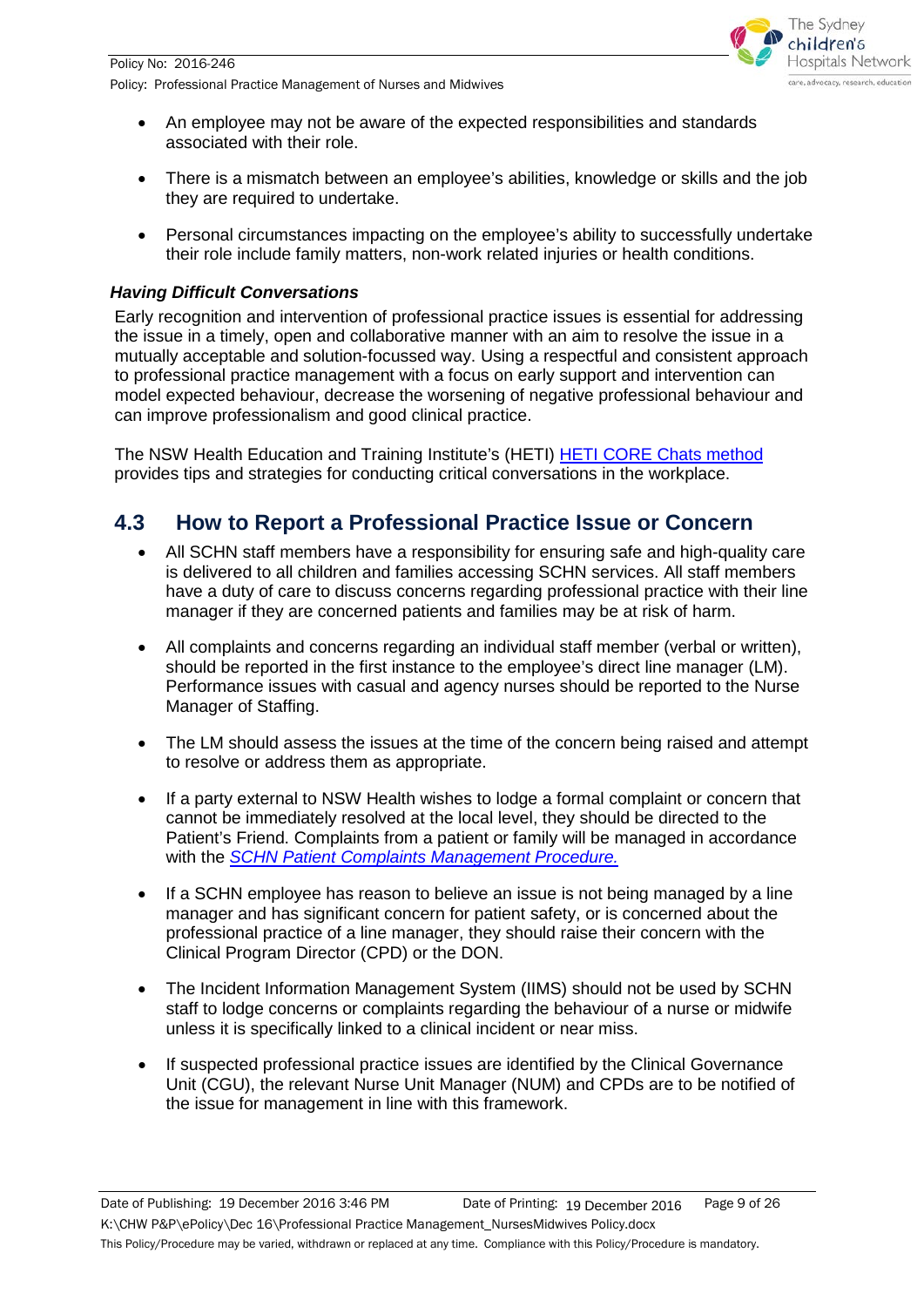- An employee may not be aware of the expected responsibilities and standards associated with their role.
- There is a mismatch between an employee's abilities, knowledge or skills and the job they are required to undertake.
- Personal circumstances impacting on the employee's ability to successfully undertake their role include family matters, non-work related injuries or health conditions.

***Having Difficult Conversations***

Early recognition and intervention of professional practice issues is essential for addressing the issue in a timely, open and collaborative manner with an aim to resolve the issue in a mutually acceptable and solution-focussed way. Using a respectful and consistent approach to professional practice management with a focus on early support and intervention can model expected behaviour, decrease the worsening of negative professional behaviour and can improve professionalism and good clinical practice.

The NSW Health Education and Training Institute's (HETI) HETI CORE Chats method provides tips and strategies for conducting critical conversations in the workplace.

## 4.3 How to Report a Professional Practice Issue or Concern

- All SCHN staff members have a responsibility for ensuring safe and high-quality care is delivered to all children and families accessing SCHN services. All staff members have a duty of care to discuss concerns regarding professional practice with their line manager if they are concerned patients and families may be at risk of harm.
- All complaints and concerns regarding an individual staff member (verbal or written), should be reported in the first instance to the employee's direct line manager (LM). Performance issues with casual and agency nurses should be reported to the Nurse Manager of Staffing.
- The LM should assess the issues at the time of the concern being raised and attempt to resolve or address them as appropriate.
- If a party external to NSW Health wishes to lodge a formal complaint or concern that cannot be immediately resolved at the local level, they should be directed to the Patient's Friend. Complaints from a patient or family will be managed in accordance with the *SCHN Patient Complaints Management Procedure.*
- If a SCHN employee has reason to believe an issue is not being managed by a line manager and has significant concern for patient safety, or is concerned about the professional practice of a line manager, they should raise their concern with the Clinical Program Director (CPD) or the DON.
- The Incident Information Management System (IIMS) should not be used by SCHN staff to lodge concerns or complaints regarding the behaviour of a nurse or midwife unless it is specifically linked to a clinical incident or near miss.
- If suspected professional practice issues are identified by the Clinical Governance Unit (CGU), the relevant Nurse Unit Manager (NUM) and CPDs are to be notified of the issue for management in line with this framework.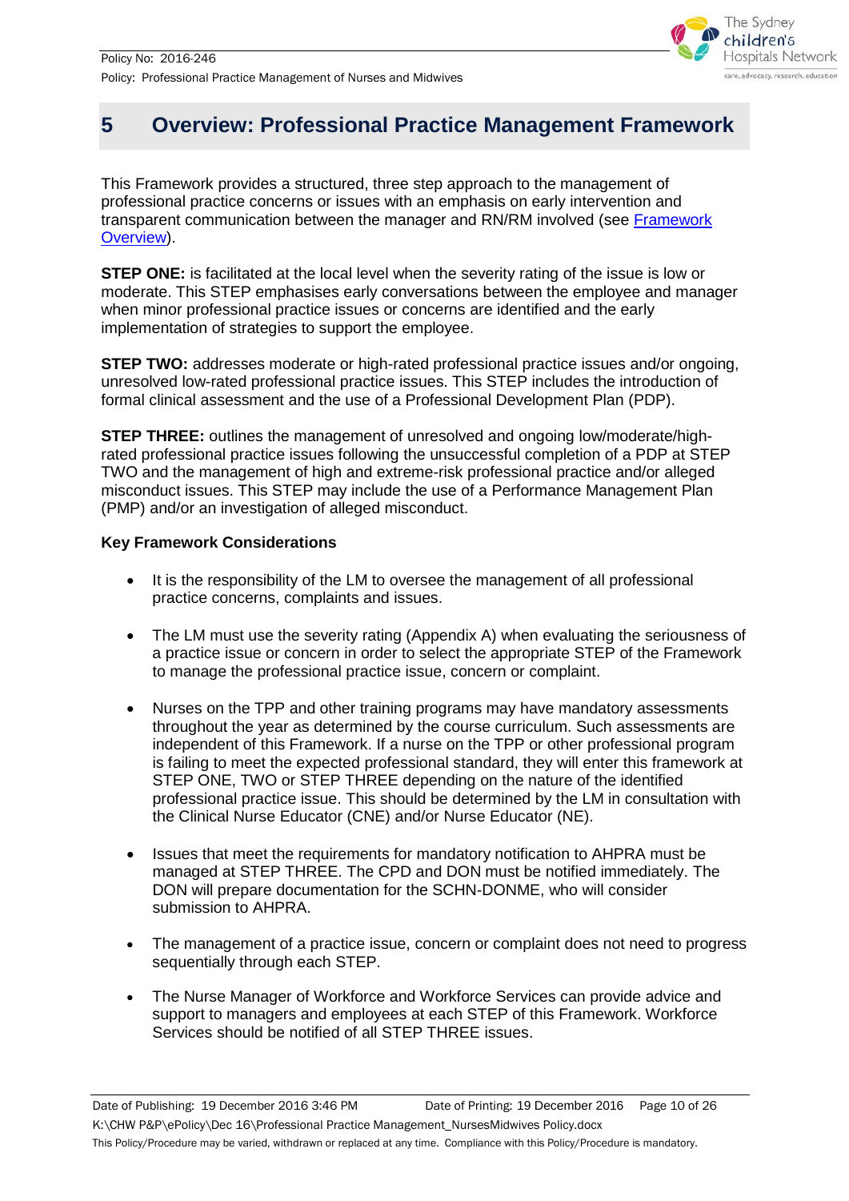# 5 Overview: Professional Practice Management Framework

This Framework provides a structured, three step approach to the management of professional practice concerns or issues with an emphasis on early intervention and transparent communication between the manager and RN/RM involved (see Framework Overview).

**STEP ONE:** is facilitated at the local level when the severity rating of the issue is low or moderate. This STEP emphasises early conversations between the employee and manager when minor professional practice issues or concerns are identified and the early implementation of strategies to support the employee.

**STEP TWO:** addresses moderate or high-rated professional practice issues and/or ongoing, unresolved low-rated professional practice issues. This STEP includes the introduction of formal clinical assessment and the use of a Professional Development Plan (PDP).

**STEP THREE:** outlines the management of unresolved and ongoing low/moderate/high-rated professional practice issues following the unsuccessful completion of a PDP at STEP TWO and the management of high and extreme-risk professional practice and/or alleged misconduct issues. This STEP may include the use of a Performance Management Plan (PMP) and/or an investigation of alleged misconduct.

**Key Framework Considerations**

- It is the responsibility of the LM to oversee the management of all professional practice concerns, complaints and issues.
- The LM must use the severity rating (Appendix A) when evaluating the seriousness of a practice issue or concern in order to select the appropriate STEP of the Framework to manage the professional practice issue, concern or complaint.
- Nurses on the TPP and other training programs may have mandatory assessments throughout the year as determined by the course curriculum. Such assessments are independent of this Framework. If a nurse on the TPP or other professional program is failing to meet the expected professional standard, they will enter this framework at STEP ONE, TWO or STEP THREE depending on the nature of the identified professional practice issue. This should be determined by the LM in consultation with the Clinical Nurse Educator (CNE) and/or Nurse Educator (NE).
- Issues that meet the requirements for mandatory notification to AHPRA must be managed at STEP THREE. The CPD and DON must be notified immediately. The DON will prepare documentation for the SCHN-DONME, who will consider submission to AHPRA.
- The management of a practice issue, concern or complaint does not need to progress sequentially through each STEP.
- The Nurse Manager of Workforce and Workforce Services can provide advice and support to managers and employees at each STEP of this Framework. Workforce Services should be notified of all STEP THREE issues.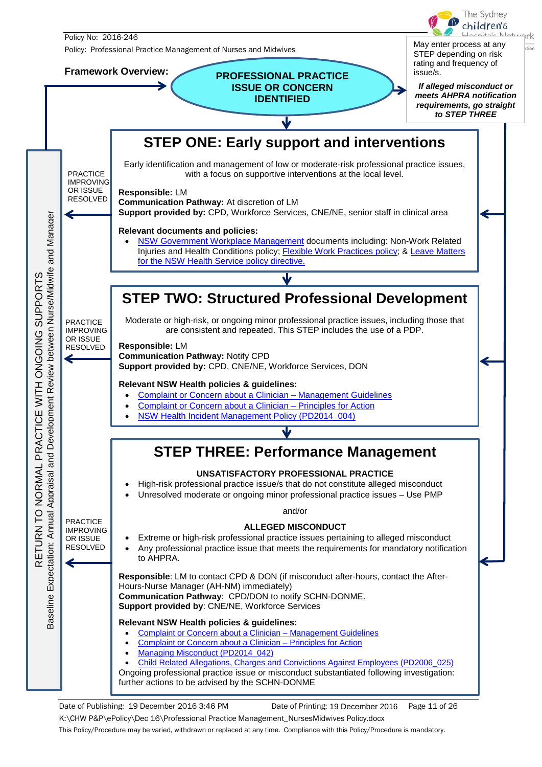Policy No: 2016-246

Policy: Professional Practice Management of Nurses and Midwives

**Framework Overview:**

**PROFESSIONAL PRACTICE ISSUE OR CONCERN IDENTIFIED**

May enter process at any STEP depending on risk rating and frequency of issue/s.

***If alleged misconduct or meets AHPRA notification requirements, go straight to STEP THREE***

## STEP ONE: Early support and interventions

Early identification and management of low or moderate-risk professional practice issues, with a focus on supportive interventions at the local level.

**Responsible:** LM
**Communication Pathway:** At discretion of LM
**Support provided by:** CPD, Workforce Services, CNE/NE, senior staff in clinical area

**Relevant documents and policies:**

- NSW Government Workplace Management documents including: Non-Work Related Injuries and Health Conditions policy; Flexible Work Practices policy; & Leave Matters for the NSW Health Service policy directive.

PRACTICE IMPROVING OR ISSUE RESOLVED

## STEP TWO: Structured Professional Development

Moderate or high-risk, or ongoing minor professional practice issues, including those that are consistent and repeated. This STEP includes the use of a PDP.

**Responsible:** LM
**Communication Pathway:** Notify CPD
**Support provided by:** CPD, CNE/NE, Workforce Services, DON

**Relevant NSW Health policies & guidelines:**

- Complaint or Concern about a Clinician – Management Guidelines
- Complaint or Concern about a Clinician – Principles for Action
- NSW Health Incident Management Policy (PD2014_004)

PRACTICE IMPROVING OR ISSUE RESOLVED

## STEP THREE: Performance Management

**UNSATISFACTORY PROFESSIONAL PRACTICE**

- High-risk professional practice issue/s that do not constitute alleged misconduct
- Unresolved moderate or ongoing minor professional practice issues – Use PMP

and/or

**ALLEGED MISCONDUCT**

- Extreme or high-risk professional practice issues pertaining to alleged misconduct
- Any professional practice issue that meets the requirements for mandatory notification to AHPRA.

**Responsible**: LM to contact CPD & DON (if misconduct after-hours, contact the After-Hours-Nurse Manager (AH-NM) immediately)
**Communication Pathway**: CPD/DON to notify SCHN-DONME.
**Support provided by**: CNE/NE, Workforce Services

**Relevant NSW Health policies & guidelines:**

- Complaint or Concern about a Clinician – Management Guidelines
- Complaint or Concern about a Clinician – Principles for Action
- Managing Misconduct (PD2014_042)
- Child Related Allegations, Charges and Convictions Against Employees (PD2006_025)

Ongoing professional practice issue or misconduct substantiated following investigation: further actions to be advised by the SCHN-DONME

PRACTICE IMPROVING OR ISSUE RESOLVED

RETURN TO NORMAL PRACTICE WITH ONGOING SUPPORTS

Baseline Expectation: Annual Appraisal and Development Review between Nurse/Midwife and Manager

Date of Publishing: 19 December 2016 3:46 PM    Date of Printing: 19 December 2016

K:\CHW P&P\ePolicy\Dec 16\Professional Practice Management_NursesMidwives Policy.docx

This Policy/Procedure may be varied, withdrawn or replaced at any time. Compliance with this Policy/Procedure is mandatory.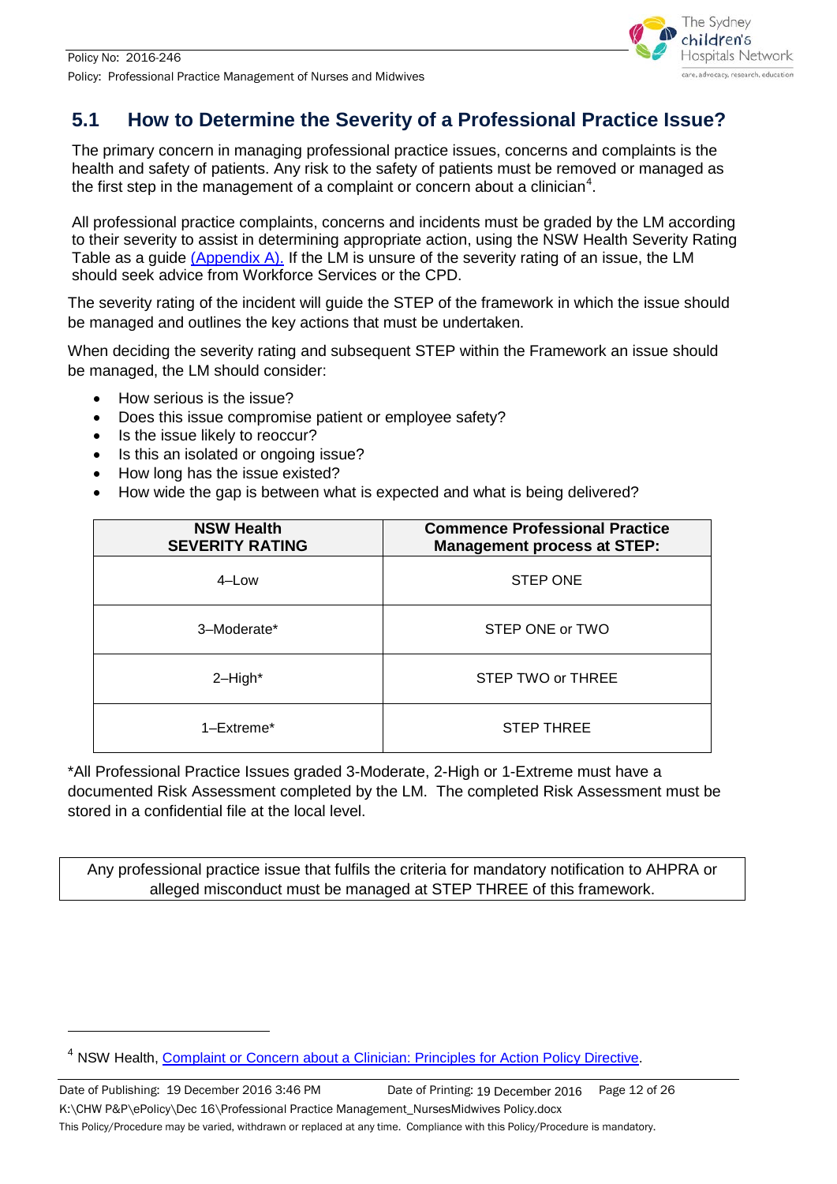## 5.1 How to Determine the Severity of a Professional Practice Issue?

The primary concern in managing professional practice issues, concerns and complaints is the health and safety of patients. Any risk to the safety of patients must be removed or managed as the first step in the management of a complaint or concern about a clinician[4].

All professional practice complaints, concerns and incidents must be graded by the LM according to their severity to assist in determining appropriate action, using the NSW Health Severity Rating Table as a guide (Appendix A). If the LM is unsure of the severity rating of an issue, the LM should seek advice from Workforce Services or the CPD.

The severity rating of the incident will guide the STEP of the framework in which the issue should be managed and outlines the key actions that must be undertaken.

When deciding the severity rating and subsequent STEP within the Framework an issue should be managed, the LM should consider:

- How serious is the issue?
- Does this issue compromise patient or employee safety?
- Is the issue likely to reoccur?
- Is this an isolated or ongoing issue?
- How long has the issue existed?
- How wide the gap is between what is expected and what is being delivered?

| NSW Health SEVERITY RATING | Commence Professional Practice Management process at STEP: |
|---|---|
| 4–Low | STEP ONE |
| 3–Moderate* | STEP ONE or TWO |
| 2–High* | STEP TWO or THREE |
| 1–Extreme* | STEP THREE |

*All Professional Practice Issues graded 3-Moderate, 2-High or 1-Extreme must have a documented Risk Assessment completed by the LM. The completed Risk Assessment must be stored in a confidential file at the local level.

> Any professional practice issue that fulfils the criteria for mandatory notification to AHPRA or alleged misconduct must be managed at STEP THREE of this framework.

[4] NSW Health, Complaint or Concern about a Clinician: Principles for Action Policy Directive.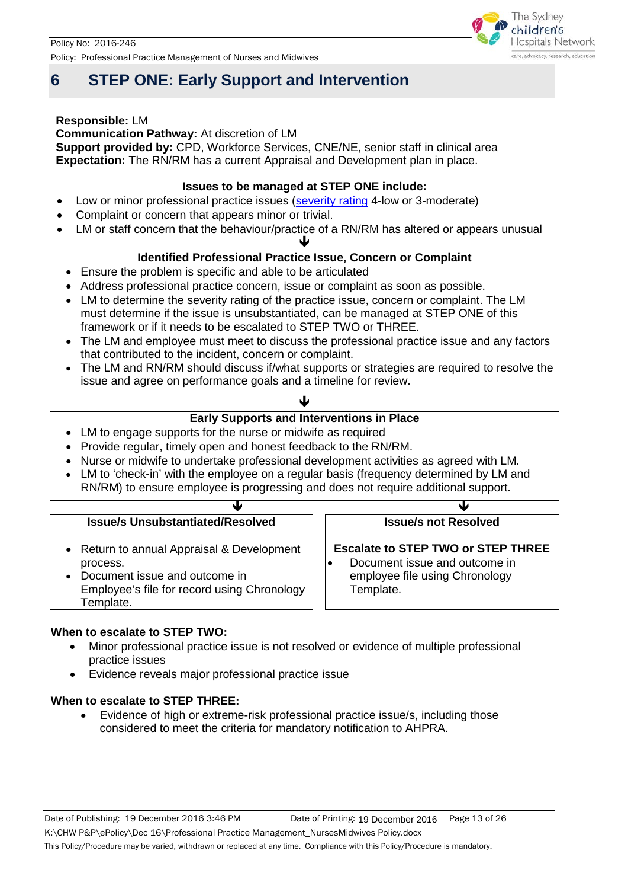# 6 STEP ONE: Early Support and Intervention

**Responsible:** LM
**Communication Pathway:** At discretion of LM
**Support provided by:** CPD, Workforce Services, CNE/NE, senior staff in clinical area
**Expectation:** The RN/RM has a current Appraisal and Development plan in place.

**Issues to be managed at STEP ONE include:**

- Low or minor professional practice issues (severity rating 4-low or 3-moderate)
- Complaint or concern that appears minor or trivial.
- LM or staff concern that the behaviour/practice of a RN/RM has altered or appears unusual

↓

**Identified Professional Practice Issue, Concern or Complaint**

- Ensure the problem is specific and able to be articulated
- Address professional practice concern, issue or complaint as soon as possible.
- LM to determine the severity rating of the practice issue, concern or complaint. The LM must determine if the issue is unsubstantiated, can be managed at STEP ONE of this framework or if it needs to be escalated to STEP TWO or THREE.
- The LM and employee must meet to discuss the professional practice issue and any factors that contributed to the incident, concern or complaint.
- The LM and RN/RM should discuss if/what supports or strategies are required to resolve the issue and agree on performance goals and a timeline for review.

↓

**Early Supports and Interventions in Place**

- LM to engage supports for the nurse or midwife as required
- Provide regular, timely open and honest feedback to the RN/RM.
- Nurse or midwife to undertake professional development activities as agreed with LM.
- LM to 'check-in' with the employee on a regular basis (frequency determined by LM and RN/RM) to ensure employee is progressing and does not require additional support.

↓

**Issue/s Unsubstantiated/Resolved**

- Return to annual Appraisal & Development process.
- Document issue and outcome in Employee's file for record using Chronology Template.

**Issue/s not Resolved**

**Escalate to STEP TWO or STEP THREE**

- Document issue and outcome in employee file using Chronology Template.

**When to escalate to STEP TWO:**

- Minor professional practice issue is not resolved or evidence of multiple professional practice issues
- Evidence reveals major professional practice issue

**When to escalate to STEP THREE:**

- Evidence of high or extreme-risk professional practice issue/s, including those considered to meet the criteria for mandatory notification to AHPRA.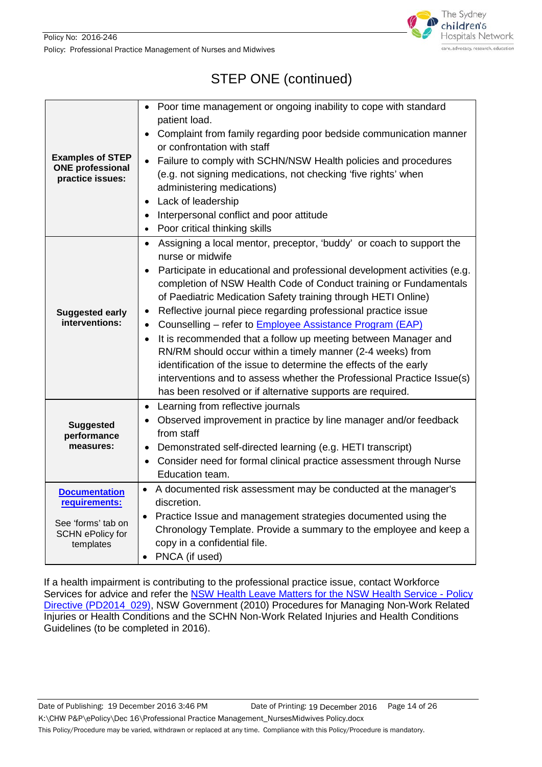# STEP ONE (continued)

| | |
|---|---|
| **Examples of STEP ONE professional practice issues:** | • Poor time management or ongoing inability to cope with standard patient load.<br>• Complaint from family regarding poor bedside communication manner or confrontation with staff<br>• Failure to comply with SCHN/NSW Health policies and procedures (e.g. not signing medications, not checking 'five rights' when administering medications)<br>• Lack of leadership<br>• Interpersonal conflict and poor attitude<br>• Poor critical thinking skills |
| **Suggested early interventions:** | • Assigning a local mentor, preceptor, 'buddy' or coach to support the nurse or midwife<br>• Participate in educational and professional development activities (e.g. completion of NSW Health Code of Conduct training or Fundamentals of Paediatric Medication Safety training through HETI Online)<br>• Reflective journal piece regarding professional practice issue<br>• Counselling – refer to Employee Assistance Program (EAP)<br>• It is recommended that a follow up meeting between Manager and RN/RM should occur within a timely manner (2-4 weeks) from identification of the issue to determine the effects of the early interventions and to assess whether the Professional Practice Issue(s) has been resolved or if alternative supports are required. |
| **Suggested performance measures:** | • Learning from reflective journals<br>• Observed improvement in practice by line manager and/or feedback from staff<br>• Demonstrated self-directed learning (e.g. HETI transcript)<br>• Consider need for formal clinical practice assessment through Nurse Education team. |
| **Documentation requirements:**<br><br>See 'forms' tab on SCHN ePolicy for templates | • A documented risk assessment may be conducted at the manager's discretion.<br>• Practice Issue and management strategies documented using the Chronology Template. Provide a summary to the employee and keep a copy in a confidential file.<br>• PNCA (if used) |

If a health impairment is contributing to the professional practice issue, contact Workforce Services for advice and refer the NSW Health Leave Matters for the NSW Health Service - Policy Directive (PD2014_029), NSW Government (2010) Procedures for Managing Non-Work Related Injuries or Health Conditions and the SCHN Non-Work Related Injuries and Health Conditions Guidelines (to be completed in 2016).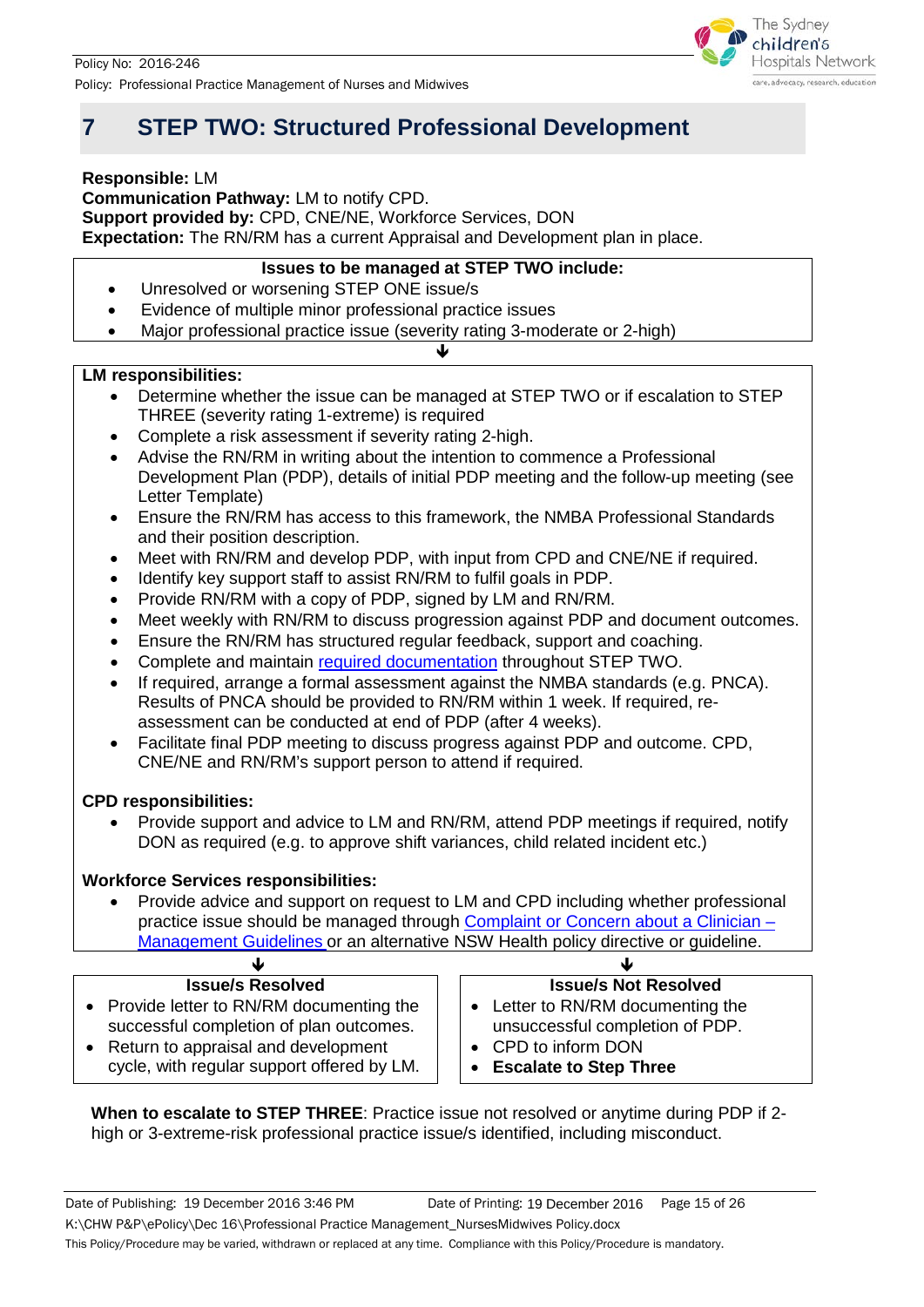# 7 STEP TWO: Structured Professional Development

**Responsible:** LM
**Communication Pathway:** LM to notify CPD.
**Support provided by:** CPD, CNE/NE, Workforce Services, DON
**Expectation:** The RN/RM has a current Appraisal and Development plan in place.

**Issues to be managed at STEP TWO include:**

- Unresolved or worsening STEP ONE issue/s
- Evidence of multiple minor professional practice issues
- Major professional practice issue (severity rating 3-moderate or 2-high)

↓

**LM responsibilities:**

- Determine whether the issue can be managed at STEP TWO or if escalation to STEP THREE (severity rating 1-extreme) is required
- Complete a risk assessment if severity rating 2-high.
- Advise the RN/RM in writing about the intention to commence a Professional Development Plan (PDP), details of initial PDP meeting and the follow-up meeting (see Letter Template)
- Ensure the RN/RM has access to this framework, the NMBA Professional Standards and their position description.
- Meet with RN/RM and develop PDP, with input from CPD and CNE/NE if required.
- Identify key support staff to assist RN/RM to fulfil goals in PDP.
- Provide RN/RM with a copy of PDP, signed by LM and RN/RM.
- Meet weekly with RN/RM to discuss progression against PDP and document outcomes.
- Ensure the RN/RM has structured regular feedback, support and coaching.
- Complete and maintain required documentation throughout STEP TWO.
- If required, arrange a formal assessment against the NMBA standards (e.g. PNCA). Results of PNCA should be provided to RN/RM within 1 week. If required, re-assessment can be conducted at end of PDP (after 4 weeks).
- Facilitate final PDP meeting to discuss progress against PDP and outcome. CPD, CNE/NE and RN/RM's support person to attend if required.

**CPD responsibilities:**

- Provide support and advice to LM and RN/RM, attend PDP meetings if required, notify DON as required (e.g. to approve shift variances, child related incident etc.)

**Workforce Services responsibilities:**

- Provide advice and support on request to LM and CPD including whether professional practice issue should be managed through Complaint or Concern about a Clinician – Management Guidelines or an alternative NSW Health policy directive or guideline.

↓ ↓

**Issue/s Resolved**

- Provide letter to RN/RM documenting the successful completion of plan outcomes.
- Return to appraisal and development cycle, with regular support offered by LM.

**Issue/s Not Resolved**

- Letter to RN/RM documenting the unsuccessful completion of PDP.
- CPD to inform DON
- **Escalate to Step Three**

**When to escalate to STEP THREE**: Practice issue not resolved or anytime during PDP if 2-high or 3-extreme-risk professional practice issue/s identified, including misconduct.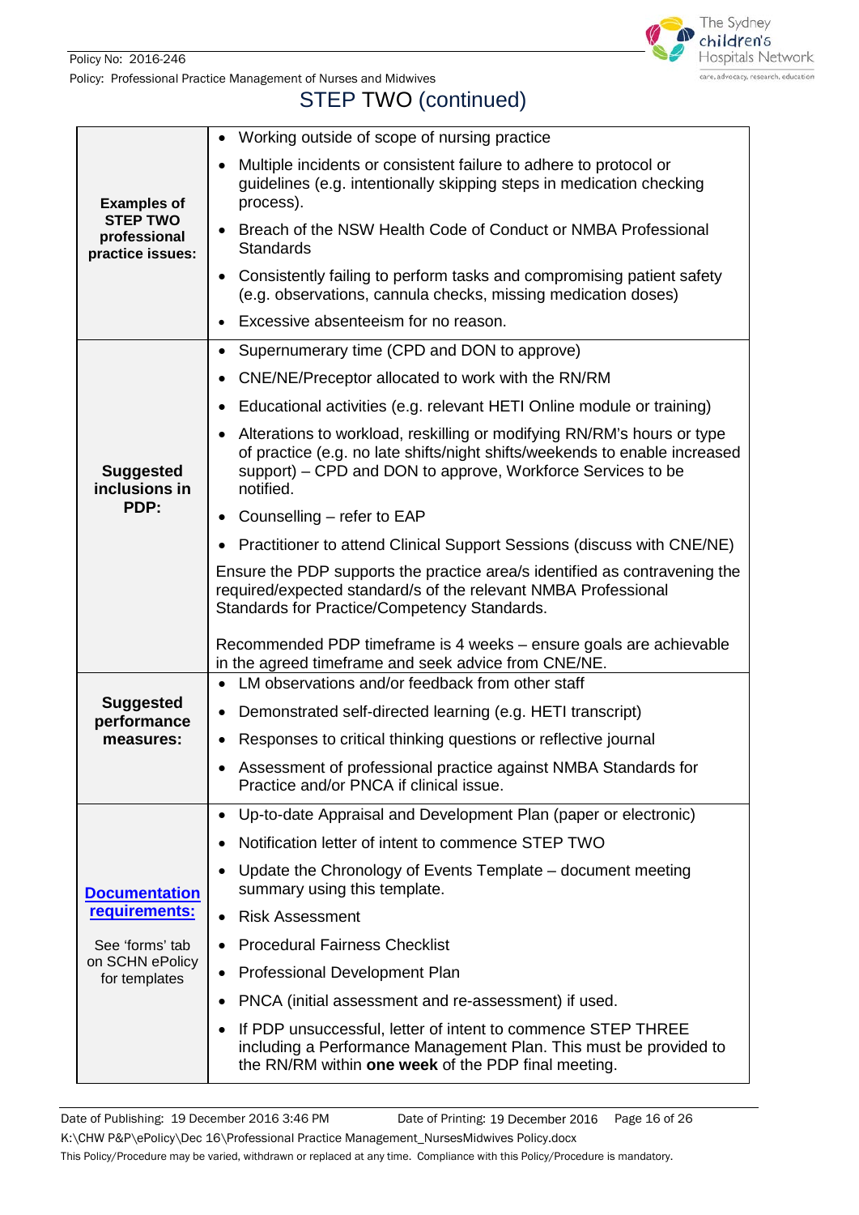# STEP TWO (continued)

| | |
|---|---|
| **Examples of STEP TWO professional practice issues:** | • Working outside of scope of nursing practice<br>• Multiple incidents or consistent failure to adhere to protocol or guidelines (e.g. intentionally skipping steps in medication checking process).<br>• Breach of the NSW Health Code of Conduct or NMBA Professional Standards<br>• Consistently failing to perform tasks and compromising patient safety (e.g. observations, cannula checks, missing medication doses)<br>• Excessive absenteeism for no reason. |
| **Suggested inclusions in PDP:** | • Supernumerary time (CPD and DON to approve)<br>• CNE/NE/Preceptor allocated to work with the RN/RM<br>• Educational activities (e.g. relevant HETI Online module or training)<br>• Alterations to workload, reskilling or modifying RN/RM's hours or type of practice (e.g. no late shifts/night shifts/weekends to enable increased support) – CPD and DON to approve, Workforce Services to be notified.<br>• Counselling – refer to EAP<br>• Practitioner to attend Clinical Support Sessions (discuss with CNE/NE)<br><br>Ensure the PDP supports the practice area/s identified as contravening the required/expected standard/s of the relevant NMBA Professional Standards for Practice/Competency Standards.<br><br>Recommended PDP timeframe is 4 weeks – ensure goals are achievable in the agreed timeframe and seek advice from CNE/NE. |
| **Suggested performance measures:** | • LM observations and/or feedback from other staff<br>• Demonstrated self-directed learning (e.g. HETI transcript)<br>• Responses to critical thinking questions or reflective journal<br>• Assessment of professional practice against NMBA Standards for Practice and/or PNCA if clinical issue. |
| **Documentation requirements:**<br><br>See 'forms' tab on SCHN ePolicy for templates | • Up-to-date Appraisal and Development Plan (paper or electronic)<br>• Notification letter of intent to commence STEP TWO<br>• Update the Chronology of Events Template – document meeting summary using this template.<br>• Risk Assessment<br>• Procedural Fairness Checklist<br>• Professional Development Plan<br>• PNCA (initial assessment and re-assessment) if used.<br>• If PDP unsuccessful, letter of intent to commence STEP THREE including a Performance Management Plan. This must be provided to the RN/RM within **one week** of the PDP final meeting. |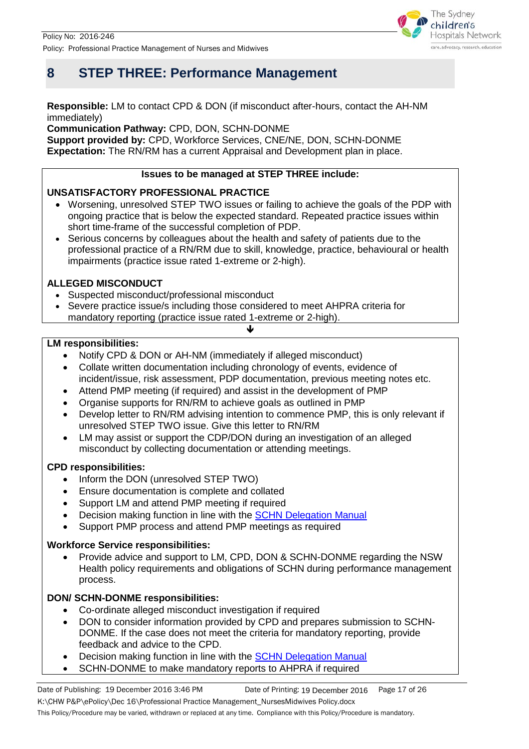# 8 STEP THREE: Performance Management

**Responsible:** LM to contact CPD & DON (if misconduct after-hours, contact the AH-NM immediately)
**Communication Pathway:** CPD, DON, SCHN-DONME
**Support provided by:** CPD, Workforce Services, CNE/NE, DON, SCHN-DONME
**Expectation:** The RN/RM has a current Appraisal and Development plan in place.

**Issues to be managed at STEP THREE include:**

**UNSATISFACTORY PROFESSIONAL PRACTICE**

- Worsening, unresolved STEP TWO issues or failing to achieve the goals of the PDP with ongoing practice that is below the expected standard. Repeated practice issues within short time-frame of the successful completion of PDP.
- Serious concerns by colleagues about the health and safety of patients due to the professional practice of a RN/RM due to skill, knowledge, practice, behavioural or health impairments (practice issue rated 1-extreme or 2-high).

**ALLEGED MISCONDUCT**

- Suspected misconduct/professional misconduct
- Severe practice issue/s including those considered to meet AHPRA criteria for mandatory reporting (practice issue rated 1-extreme or 2-high).

↓

**LM responsibilities:**

- Notify CPD & DON or AH-NM (immediately if alleged misconduct)
- Collate written documentation including chronology of events, evidence of incident/issue, risk assessment, PDP documentation, previous meeting notes etc.
- Attend PMP meeting (if required) and assist in the development of PMP
- Organise supports for RN/RM to achieve goals as outlined in PMP
- Develop letter to RN/RM advising intention to commence PMP, this is only relevant if unresolved STEP TWO issue. Give this letter to RN/RM
- LM may assist or support the CDP/DON during an investigation of an alleged misconduct by collecting documentation or attending meetings.

**CPD responsibilities:**

- Inform the DON (unresolved STEP TWO)
- Ensure documentation is complete and collated
- Support LM and attend PMP meeting if required
- Decision making function in line with the SCHN Delegation Manual
- Support PMP process and attend PMP meetings as required

**Workforce Service responsibilities:**

- Provide advice and support to LM, CPD, DON & SCHN-DONME regarding the NSW Health policy requirements and obligations of SCHN during performance management process.

**DON/ SCHN-DONME responsibilities:**

- Co-ordinate alleged misconduct investigation if required
- DON to consider information provided by CPD and prepares submission to SCHN-DONME. If the case does not meet the criteria for mandatory reporting, provide feedback and advice to the CPD.
- Decision making function in line with the SCHN Delegation Manual
- SCHN-DONME to make mandatory reports to AHPRA if required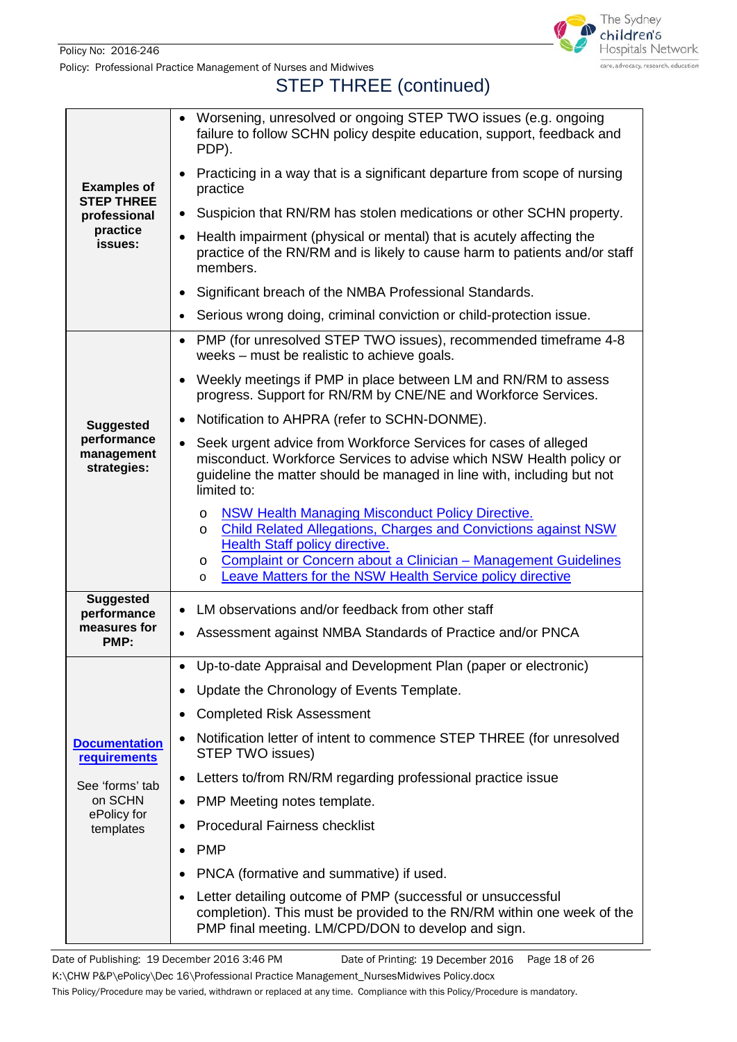# STEP THREE (continued)

| | |
|---|---|
| **Examples of STEP THREE professional practice issues:** | • Worsening, unresolved or ongoing STEP TWO issues (e.g. ongoing failure to follow SCHN policy despite education, support, feedback and PDP).<br>• Practicing in a way that is a significant departure from scope of nursing practice<br>• Suspicion that RN/RM has stolen medications or other SCHN property.<br>• Health impairment (physical or mental) that is acutely affecting the practice of the RN/RM and is likely to cause harm to patients and/or staff members.<br>• Significant breach of the NMBA Professional Standards.<br>• Serious wrong doing, criminal conviction or child-protection issue. |
| **Suggested performance management strategies:** | • PMP (for unresolved STEP TWO issues), recommended timeframe 4-8 weeks – must be realistic to achieve goals.<br>• Weekly meetings if PMP in place between LM and RN/RM to assess progress. Support for RN/RM by CNE/NE and Workforce Services.<br>• Notification to AHPRA (refer to SCHN-DONME).<br>• Seek urgent advice from Workforce Services for cases of alleged misconduct. Workforce Services to advise which NSW Health policy or guideline the matter should be managed in line with, including but not limited to:<br>  o NSW Health Managing Misconduct Policy Directive.<br>  o Child Related Allegations, Charges and Convictions against NSW Health Staff policy directive.<br>  o Complaint or Concern about a Clinician – Management Guidelines<br>  o Leave Matters for the NSW Health Service policy directive |
| **Suggested performance measures for PMP:** | • LM observations and/or feedback from other staff<br>• Assessment against NMBA Standards of Practice and/or PNCA |
| **Documentation requirements**<br><br>See 'forms' tab on SCHN ePolicy for templates | • Up-to-date Appraisal and Development Plan (paper or electronic)<br>• Update the Chronology of Events Template.<br>• Completed Risk Assessment<br>• Notification letter of intent to commence STEP THREE (for unresolved STEP TWO issues)<br>• Letters to/from RN/RM regarding professional practice issue<br>• PMP Meeting notes template.<br>• Procedural Fairness checklist<br>• PMP<br>• PNCA (formative and summative) if used.<br>• Letter detailing outcome of PMP (successful or unsuccessful completion). This must be provided to the RN/RM within one week of the PMP final meeting. LM/CPD/DON to develop and sign. |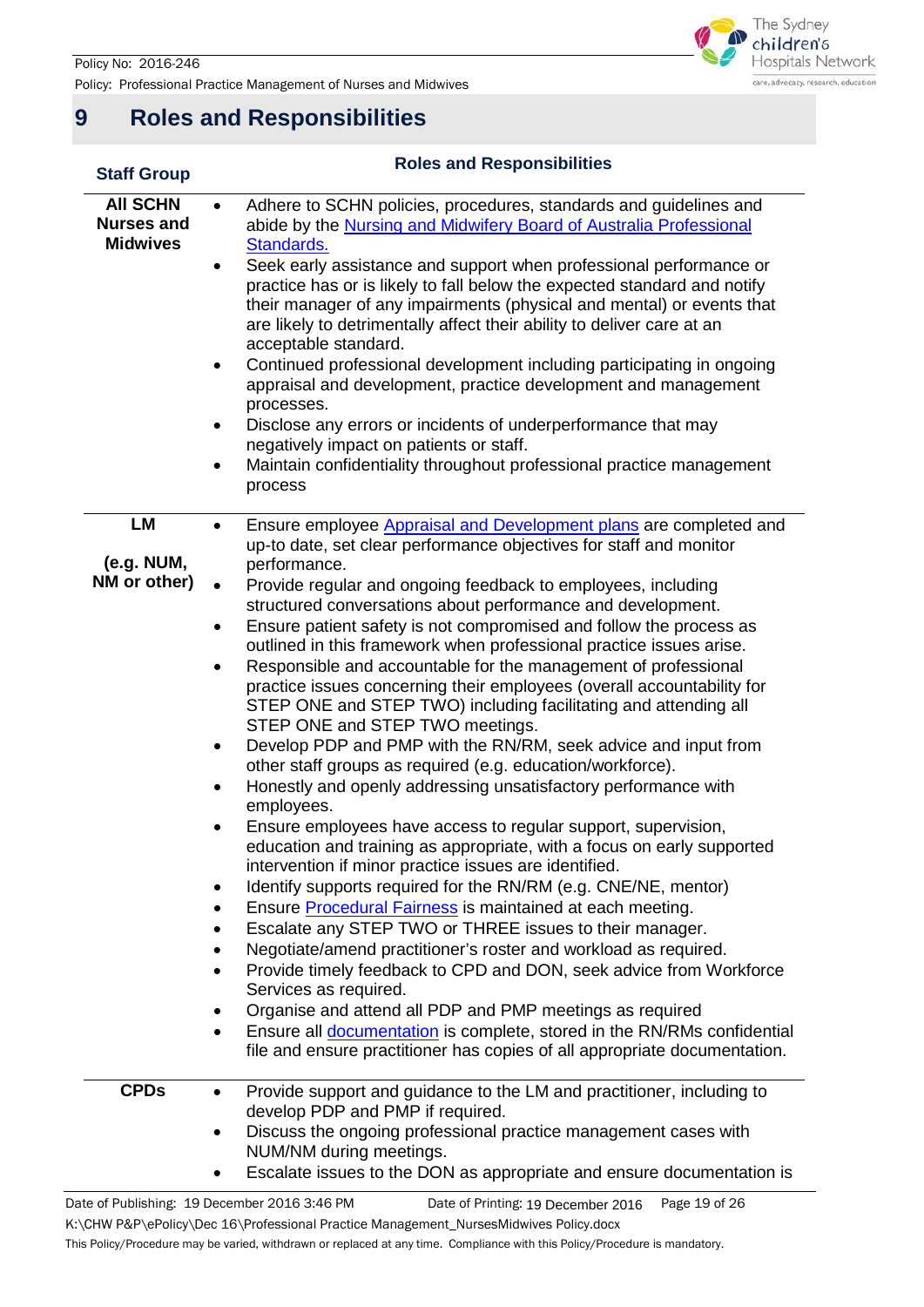# 9 Roles and Responsibilities

| Staff Group | Roles and Responsibilities |
|---|---|
| **All SCHN Nurses and Midwives** | • Adhere to SCHN policies, procedures, standards and guidelines and abide by the Nursing and Midwifery Board of Australia Professional Standards.<br>• Seek early assistance and support when professional performance or practice has or is likely to fall below the expected standard and notify their manager of any impairments (physical and mental) or events that are likely to detrimentally affect their ability to deliver care at an acceptable standard.<br>• Continued professional development including participating in ongoing appraisal and development, practice development and management processes.<br>• Disclose any errors or incidents of underperformance that may negatively impact on patients or staff.<br>• Maintain confidentiality throughout professional practice management process |
| **LM**<br><br>**(e.g. NUM, NM or other)** | • Ensure employee Appraisal and Development plans are completed and up-to date, set clear performance objectives for staff and monitor performance.<br>• Provide regular and ongoing feedback to employees, including structured conversations about performance and development.<br>• Ensure patient safety is not compromised and follow the process as outlined in this framework when professional practice issues arise.<br>• Responsible and accountable for the management of professional practice issues concerning their employees (overall accountability for STEP ONE and STEP TWO) including facilitating and attending all STEP ONE and STEP TWO meetings.<br>• Develop PDP and PMP with the RN/RM, seek advice and input from other staff groups as required (e.g. education/workforce).<br>• Honestly and openly addressing unsatisfactory performance with employees.<br>• Ensure employees have access to regular support, supervision, education and training as appropriate, with a focus on early supported intervention if minor practice issues are identified.<br>• Identify supports required for the RN/RM (e.g. CNE/NE, mentor)<br>• Ensure Procedural Fairness is maintained at each meeting.<br>• Escalate any STEP TWO or THREE issues to their manager.<br>• Negotiate/amend practitioner's roster and workload as required.<br>• Provide timely feedback to CPD and DON, seek advice from Workforce Services as required.<br>• Organise and attend all PDP and PMP meetings as required<br>• Ensure all documentation is complete, stored in the RN/RMs confidential file and ensure practitioner has copies of all appropriate documentation. |
| **CPDs** | • Provide support and guidance to the LM and practitioner, including to develop PDP and PMP if required.<br>• Discuss the ongoing professional practice management cases with NUM/NM during meetings.<br>• Escalate issues to the DON as appropriate and ensure documentation is |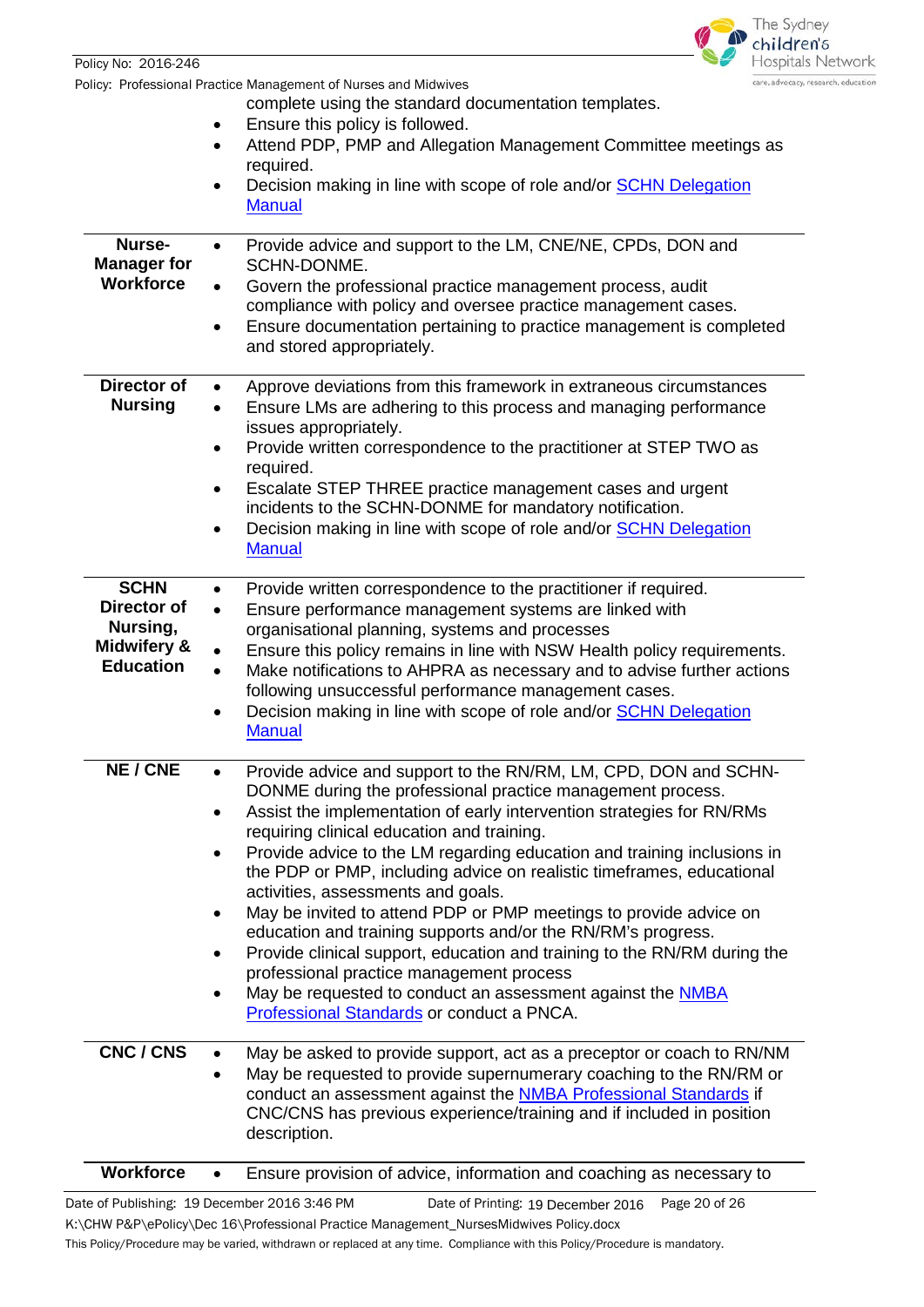| | |
|---|---|
| | complete using the standard documentation templates.<br>• Ensure this policy is followed.<br>• Attend PDP, PMP and Allegation Management Committee meetings as required.<br>• Decision making in line with scope of role and/or SCHN Delegation Manual |
| **Nurse-Manager for Workforce** | • Provide advice and support to the LM, CNE/NE, CPDs, DON and SCHN-DONME.<br>• Govern the professional practice management process, audit compliance with policy and oversee practice management cases.<br>• Ensure documentation pertaining to practice management is completed and stored appropriately. |
| **Director of Nursing** | • Approve deviations from this framework in extraneous circumstances<br>• Ensure LMs are adhering to this process and managing performance issues appropriately.<br>• Provide written correspondence to the practitioner at STEP TWO as required.<br>• Escalate STEP THREE practice management cases and urgent incidents to the SCHN-DONME for mandatory notification.<br>• Decision making in line with scope of role and/or SCHN Delegation Manual |
| **SCHN Director of Nursing, Midwifery & Education** | • Provide written correspondence to the practitioner if required.<br>• Ensure performance management systems are linked with organisational planning, systems and processes<br>• Ensure this policy remains in line with NSW Health policy requirements.<br>• Make notifications to AHPRA as necessary and to advise further actions following unsuccessful performance management cases.<br>• Decision making in line with scope of role and/or SCHN Delegation Manual |
| **NE / CNE** | • Provide advice and support to the RN/RM, LM, CPD, DON and SCHN-DONME during the professional practice management process.<br>• Assist the implementation of early intervention strategies for RN/RMs requiring clinical education and training.<br>• Provide advice to the LM regarding education and training inclusions in the PDP or PMP, including advice on realistic timeframes, educational activities, assessments and goals.<br>• May be invited to attend PDP or PMP meetings to provide advice on education and training supports and/or the RN/RM's progress.<br>• Provide clinical support, education and training to the RN/RM during the professional practice management process<br>• May be requested to conduct an assessment against the NMBA Professional Standards or conduct a PNCA. |
| **CNC / CNS** | • May be asked to provide support, act as a preceptor or coach to RN/NM<br>• May be requested to provide supernumerary coaching to the RN/RM or conduct an assessment against the NMBA Professional Standards if CNC/CNS has previous experience/training and if included in position description. |
| **Workforce** | • Ensure provision of advice, information and coaching as necessary to |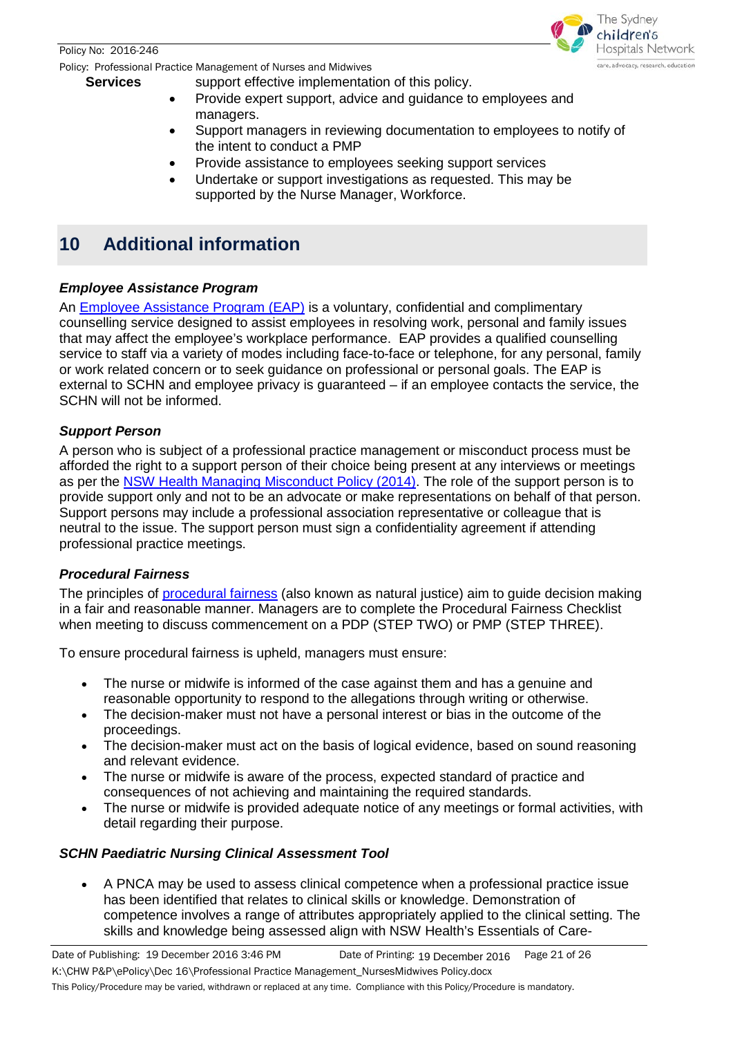**Services** support effective implementation of this policy.

- Provide expert support, advice and guidance to employees and managers.
- Support managers in reviewing documentation to employees to notify of the intent to conduct a PMP
- Provide assistance to employees seeking support services
- Undertake or support investigations as requested. This may be supported by the Nurse Manager, Workforce.

## 10 Additional information

### *Employee Assistance Program*

An Employee Assistance Program (EAP) is a voluntary, confidential and complimentary counselling service designed to assist employees in resolving work, personal and family issues that may affect the employee's workplace performance. EAP provides a qualified counselling service to staff via a variety of modes including face-to-face or telephone, for any personal, family or work related concern or to seek guidance on professional or personal goals. The EAP is external to SCHN and employee privacy is guaranteed – if an employee contacts the service, the SCHN will not be informed.

### *Support Person*

A person who is subject of a professional practice management or misconduct process must be afforded the right to a support person of their choice being present at any interviews or meetings as per the NSW Health Managing Misconduct Policy (2014). The role of the support person is to provide support only and not to be an advocate or make representations on behalf of that person. Support persons may include a professional association representative or colleague that is neutral to the issue. The support person must sign a confidentiality agreement if attending professional practice meetings.

### *Procedural Fairness*

The principles of procedural fairness (also known as natural justice) aim to guide decision making in a fair and reasonable manner. Managers are to complete the Procedural Fairness Checklist when meeting to discuss commencement on a PDP (STEP TWO) or PMP (STEP THREE).

To ensure procedural fairness is upheld, managers must ensure:

- The nurse or midwife is informed of the case against them and has a genuine and reasonable opportunity to respond to the allegations through writing or otherwise.
- The decision-maker must not have a personal interest or bias in the outcome of the proceedings.
- The decision-maker must act on the basis of logical evidence, based on sound reasoning and relevant evidence.
- The nurse or midwife is aware of the process, expected standard of practice and consequences of not achieving and maintaining the required standards.
- The nurse or midwife is provided adequate notice of any meetings or formal activities, with detail regarding their purpose.

### *SCHN Paediatric Nursing Clinical Assessment Tool*

- A PNCA may be used to assess clinical competence when a professional practice issue has been identified that relates to clinical skills or knowledge. Demonstration of competence involves a range of attributes appropriately applied to the clinical setting. The skills and knowledge being assessed align with NSW Health's Essentials of Care-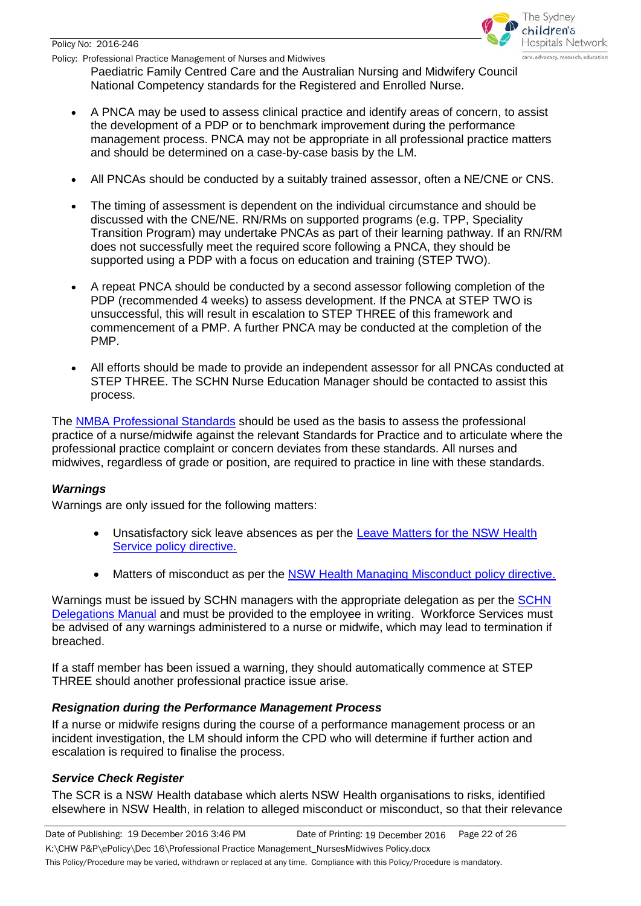Paediatric Family Centred Care and the Australian Nursing and Midwifery Council National Competency standards for the Registered and Enrolled Nurse.

- A PNCA may be used to assess clinical practice and identify areas of concern, to assist the development of a PDP or to benchmark improvement during the performance management process. PNCA may not be appropriate in all professional practice matters and should be determined on a case-by-case basis by the LM.

- All PNCAs should be conducted by a suitably trained assessor, often a NE/CNE or CNS.

- The timing of assessment is dependent on the individual circumstance and should be discussed with the CNE/NE. RN/RMs on supported programs (e.g. TPP, Speciality Transition Program) may undertake PNCAs as part of their learning pathway. If an RN/RM does not successfully meet the required score following a PNCA, they should be supported using a PDP with a focus on education and training (STEP TWO).

- A repeat PNCA should be conducted by a second assessor following completion of the PDP (recommended 4 weeks) to assess development. If the PNCA at STEP TWO is unsuccessful, this will result in escalation to STEP THREE of this framework and commencement of a PMP. A further PNCA may be conducted at the completion of the PMP.

- All efforts should be made to provide an independent assessor for all PNCAs conducted at STEP THREE. The SCHN Nurse Education Manager should be contacted to assist this process.

The NMBA Professional Standards should be used as the basis to assess the professional practice of a nurse/midwife against the relevant Standards for Practice and to articulate where the professional practice complaint or concern deviates from these standards. All nurses and midwives, regardless of grade or position, are required to practice in line with these standards.

### *Warnings*

Warnings are only issued for the following matters:

- Unsatisfactory sick leave absences as per the Leave Matters for the NSW Health Service policy directive.

- Matters of misconduct as per the NSW Health Managing Misconduct policy directive.

Warnings must be issued by SCHN managers with the appropriate delegation as per the SCHN Delegations Manual and must be provided to the employee in writing. Workforce Services must be advised of any warnings administered to a nurse or midwife, which may lead to termination if breached.

If a staff member has been issued a warning, they should automatically commence at STEP THREE should another professional practice issue arise.

### *Resignation during the Performance Management Process*

If a nurse or midwife resigns during the course of a performance management process or an incident investigation, the LM should inform the CPD who will determine if further action and escalation is required to finalise the process.

### *Service Check Register*

The SCR is a NSW Health database which alerts NSW Health organisations to risks, identified elsewhere in NSW Health, in relation to alleged misconduct or misconduct, so that their relevance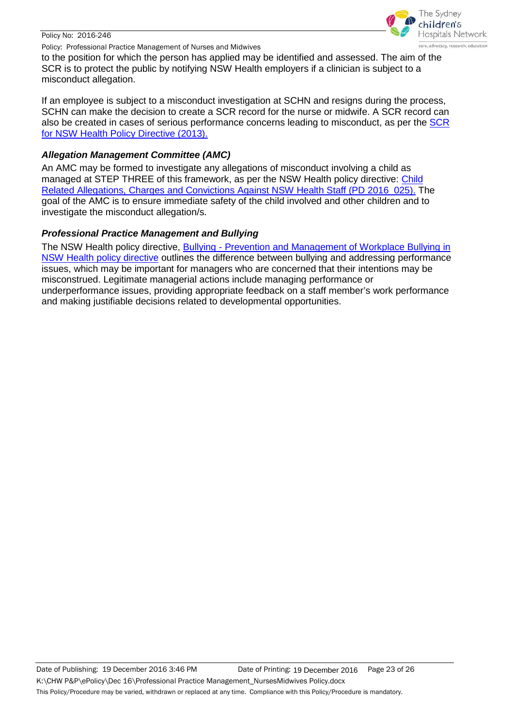to the position for which the person has applied may be identified and assessed. The aim of the SCR is to protect the public by notifying NSW Health employers if a clinician is subject to a misconduct allegation.

If an employee is subject to a misconduct investigation at SCHN and resigns during the process, SCHN can make the decision to create a SCR record for the nurse or midwife. A SCR record can also be created in cases of serious performance concerns leading to misconduct, as per the SCR for NSW Health Policy Directive (2013).

### *Allegation Management Committee (AMC)*

An AMC may be formed to investigate any allegations of misconduct involving a child as managed at STEP THREE of this framework, as per the NSW Health policy directive: Child Related Allegations, Charges and Convictions Against NSW Health Staff (PD 2016_025). The goal of the AMC is to ensure immediate safety of the child involved and other children and to investigate the misconduct allegation/s.

### *Professional Practice Management and Bullying*

The NSW Health policy directive, Bullying - Prevention and Management of Workplace Bullying in NSW Health policy directive outlines the difference between bullying and addressing performance issues, which may be important for managers who are concerned that their intentions may be misconstrued. Legitimate managerial actions include managing performance or underperformance issues, providing appropriate feedback on a staff member's work performance and making justifiable decisions related to developmental opportunities.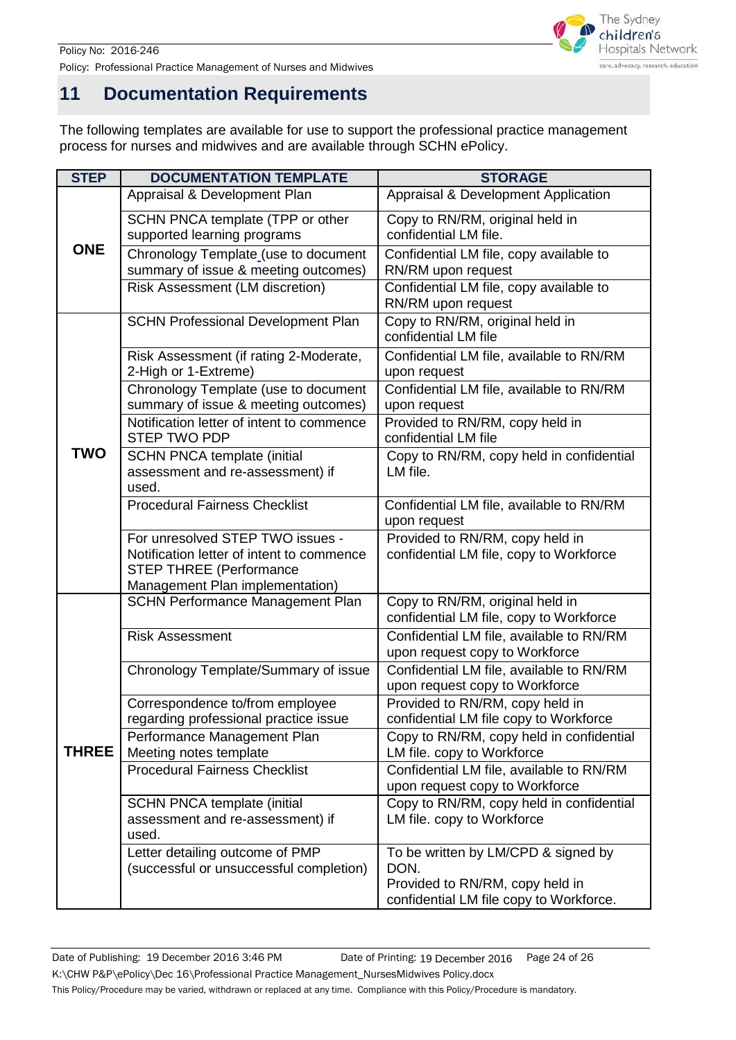# 11 Documentation Requirements

The following templates are available for use to support the professional practice management process for nurses and midwives and are available through SCHN ePolicy.

| STEP | DOCUMENTATION TEMPLATE | STORAGE |
|---|---|---|
| ONE | Appraisal & Development Plan | Appraisal & Development Application |
| | SCHN PNCA template (TPP or other supported learning programs | Copy to RN/RM, original held in confidential LM file. |
| | Chronology Template (use to document summary of issue & meeting outcomes) | Confidential LM file, copy available to RN/RM upon request |
| | Risk Assessment (LM discretion) | Confidential LM file, copy available to RN/RM upon request |
| TWO | SCHN Professional Development Plan | Copy to RN/RM, original held in confidential LM file |
| | Risk Assessment (if rating 2-Moderate, 2-High or 1-Extreme) | Confidential LM file, available to RN/RM upon request |
| | Chronology Template (use to document summary of issue & meeting outcomes) | Confidential LM file, available to RN/RM upon request |
| | Notification letter of intent to commence STEP TWO PDP | Provided to RN/RM, copy held in confidential LM file |
| | SCHN PNCA template (initial assessment and re-assessment) if used. | Copy to RN/RM, copy held in confidential LM file. |
| | Procedural Fairness Checklist | Confidential LM file, available to RN/RM upon request |
| | For unresolved STEP TWO issues - Notification letter of intent to commence STEP THREE (Performance Management Plan implementation) | Provided to RN/RM, copy held in confidential LM file, copy to Workforce |
| THREE | SCHN Performance Management Plan | Copy to RN/RM, original held in confidential LM file, copy to Workforce |
| | Risk Assessment | Confidential LM file, available to RN/RM upon request copy to Workforce |
| | Chronology Template/Summary of issue | Confidential LM file, available to RN/RM upon request copy to Workforce |
| | Correspondence to/from employee regarding professional practice issue | Provided to RN/RM, copy held in confidential LM file copy to Workforce |
| | Performance Management Plan Meeting notes template | Copy to RN/RM, copy held in confidential LM file. copy to Workforce |
| | Procedural Fairness Checklist | Confidential LM file, available to RN/RM upon request copy to Workforce |
| | SCHN PNCA template (initial assessment and re-assessment) if used. | Copy to RN/RM, copy held in confidential LM file. copy to Workforce |
| | Letter detailing outcome of PMP (successful or unsuccessful completion) | To be written by LM/CPD & signed by DON. Provided to RN/RM, copy held in confidential LM file copy to Workforce. |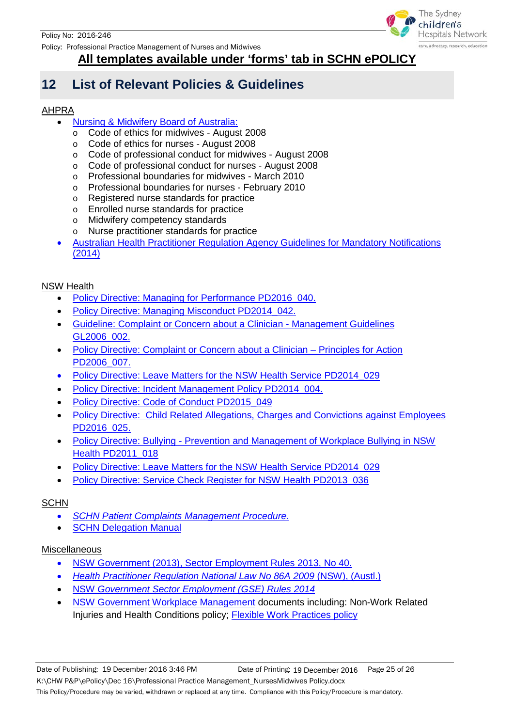**All templates available under 'forms' tab in SCHN ePOLICY**

## 12 List of Relevant Policies & Guidelines

AHPRA

- Nursing & Midwifery Board of Australia:
  - Code of ethics for midwives - August 2008
  - Code of ethics for nurses - August 2008
  - Code of professional conduct for midwives - August 2008
  - Code of professional conduct for nurses - August 2008
  - Professional boundaries for midwives - March 2010
  - Professional boundaries for nurses - February 2010
  - Registered nurse standards for practice
  - Enrolled nurse standards for practice
  - Midwifery competency standards
  - Nurse practitioner standards for practice
- Australian Health Practitioner Regulation Agency Guidelines for Mandatory Notifications (2014)

NSW Health

- Policy Directive: Managing for Performance PD2016_040.
- Policy Directive: Managing Misconduct PD2014_042.
- Guideline: Complaint or Concern about a Clinician - Management Guidelines GL2006_002.
- Policy Directive: Complaint or Concern about a Clinician – Principles for Action PD2006_007.
- Policy Directive: Leave Matters for the NSW Health Service PD2014_029
- Policy Directive: Incident Management Policy PD2014_004.
- Policy Directive: Code of Conduct PD2015_049
- Policy Directive: Child Related Allegations, Charges and Convictions against Employees PD2016_025.
- Policy Directive: Bullying - Prevention and Management of Workplace Bullying in NSW Health PD2011_018
- Policy Directive: Leave Matters for the NSW Health Service PD2014_029
- Policy Directive: Service Check Register for NSW Health PD2013_036

SCHN

- *SCHN Patient Complaints Management Procedure.*
- SCHN Delegation Manual

Miscellaneous

- NSW Government (2013), Sector Employment Rules 2013, No 40.
- *Health Practitioner Regulation National Law No 86A 2009* (NSW), (Austl.)
- NSW *Government Sector Employment (GSE) Rules 2014*
- NSW Government Workplace Management documents including: Non-Work Related Injuries and Health Conditions policy; Flexible Work Practices policy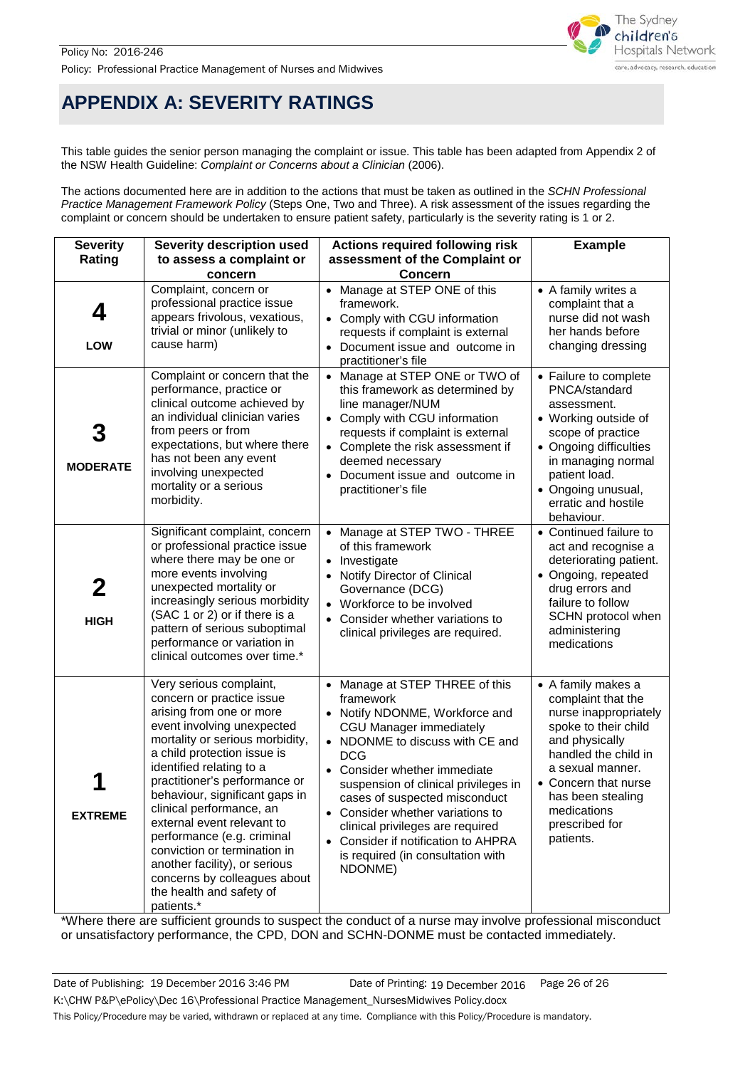# APPENDIX A: SEVERITY RATINGS

This table guides the senior person managing the complaint or issue. This table has been adapted from Appendix 2 of the NSW Health Guideline: *Complaint or Concerns about a Clinician* (2006).

The actions documented here are in addition to the actions that must be taken as outlined in the *SCHN Professional Practice Management Framework Policy* (Steps One, Two and Three). A risk assessment of the issues regarding the complaint or concern should be undertaken to ensure patient safety, particularly is the severity rating is 1 or 2.

| Severity Rating | Severity description used to assess a complaint or concern | Actions required following risk assessment of the Complaint or Concern | Example |
|---|---|---|---|
| **4** **LOW** | Complaint, concern or professional practice issue appears frivolous, vexatious, trivial or minor (unlikely to cause harm) | • Manage at STEP ONE of this framework.<br>• Comply with CGU information requests if complaint is external<br>• Document issue and outcome in practitioner's file | • A family writes a complaint that a nurse did not wash her hands before changing dressing |
| **3** **MODERATE** | Complaint or concern that the performance, practice or clinical outcome achieved by an individual clinician varies from peers or from expectations, but where there has not been any event involving unexpected mortality or a serious morbidity. | • Manage at STEP ONE or TWO of this framework as determined by line manager/NUM<br>• Comply with CGU information requests if complaint is external<br>• Complete the risk assessment if deemed necessary<br>• Document issue and outcome in practitioner's file | • Failure to complete PNCA/standard assessment.<br>• Working outside of scope of practice<br>• Ongoing difficulties in managing normal patient load.<br>• Ongoing unusual, erratic and hostile behaviour. |
| **2** **HIGH** | Significant complaint, concern or professional practice issue where there may be one or more events involving unexpected mortality or increasingly serious morbidity (SAC 1 or 2) or if there is a pattern of serious suboptimal performance or variation in clinical outcomes over time.* | • Manage at STEP TWO - THREE of this framework<br>• Investigate<br>• Notify Director of Clinical Governance (DCG)<br>• Workforce to be involved<br>• Consider whether variations to clinical privileges are required. | • Continued failure to act and recognise a deteriorating patient.<br>• Ongoing, repeated drug errors and failure to follow SCHN protocol when administering medications |
| **1** **EXTREME** | Very serious complaint, concern or practice issue arising from one or more event involving unexpected mortality or serious morbidity, a child protection issue is identified relating to a practitioner's performance or behaviour, significant gaps in clinical performance, an external event relevant to performance (e.g. criminal conviction or termination in another facility), or serious concerns by colleagues about the health and safety of patients.* | • Manage at STEP THREE of this framework<br>• Notify NDONME, Workforce and CGU Manager immediately<br>• NDONME to discuss with CE and DCG<br>• Consider whether immediate suspension of clinical privileges in cases of suspected misconduct<br>• Consider whether variations to clinical privileges are required<br>• Consider if notification to AHPRA is required (in consultation with NDONME) | • A family makes a complaint that the nurse inappropriately spoke to their child and physically handled the child in a sexual manner.<br>• Concern that nurse has been stealing medications prescribed for patients. |

*Where there are sufficient grounds to suspect the conduct of a nurse may involve professional misconduct or unsatisfactory performance, the CPD, DON and SCHN-DONME must be contacted immediately.